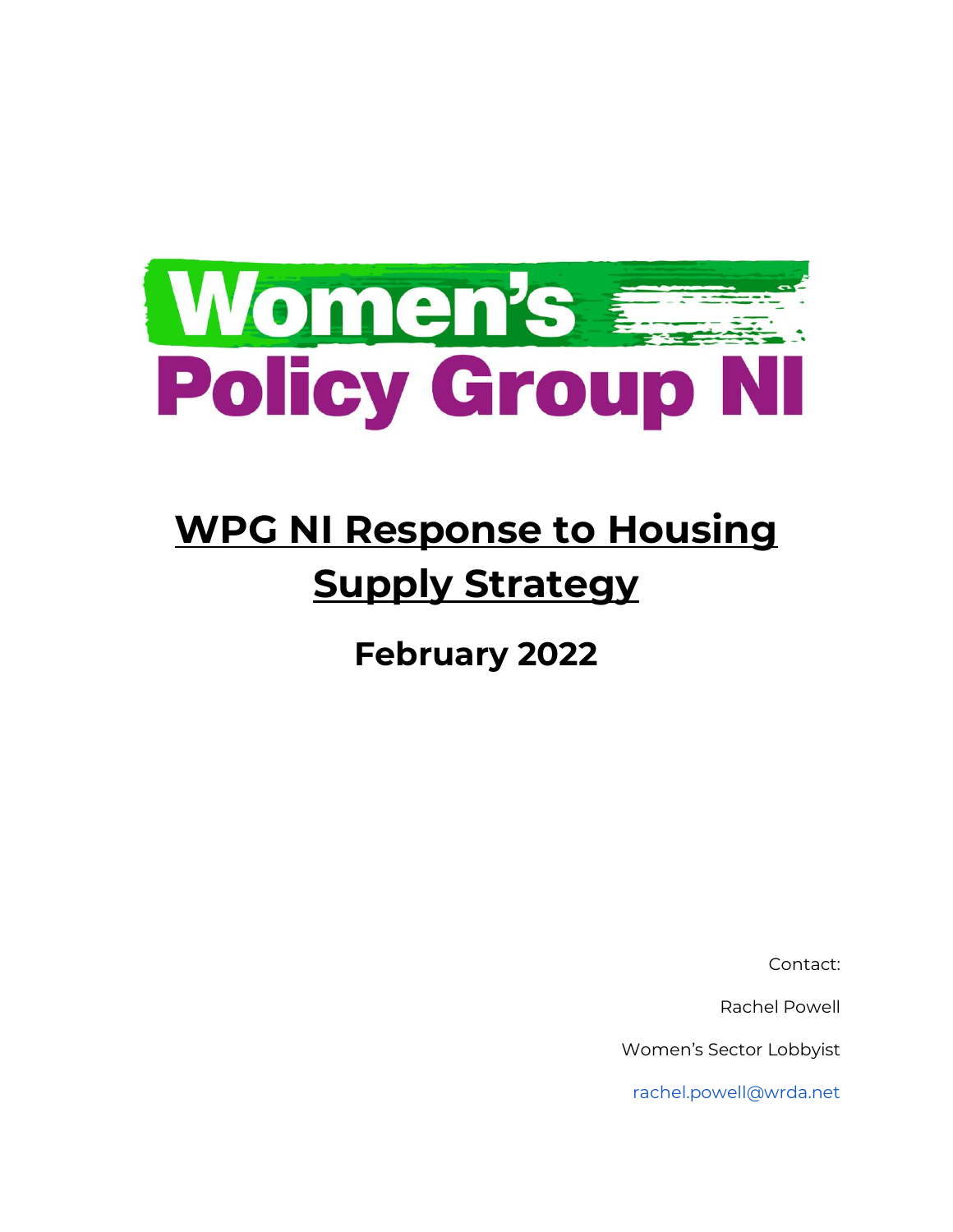Women's Policy Group NI

# WPG NI Response to Housing Supply Strategy

## February 2022

Contact:

Rachel Powell

Women's Sector Lobbyist

rachel.powell@wrda.net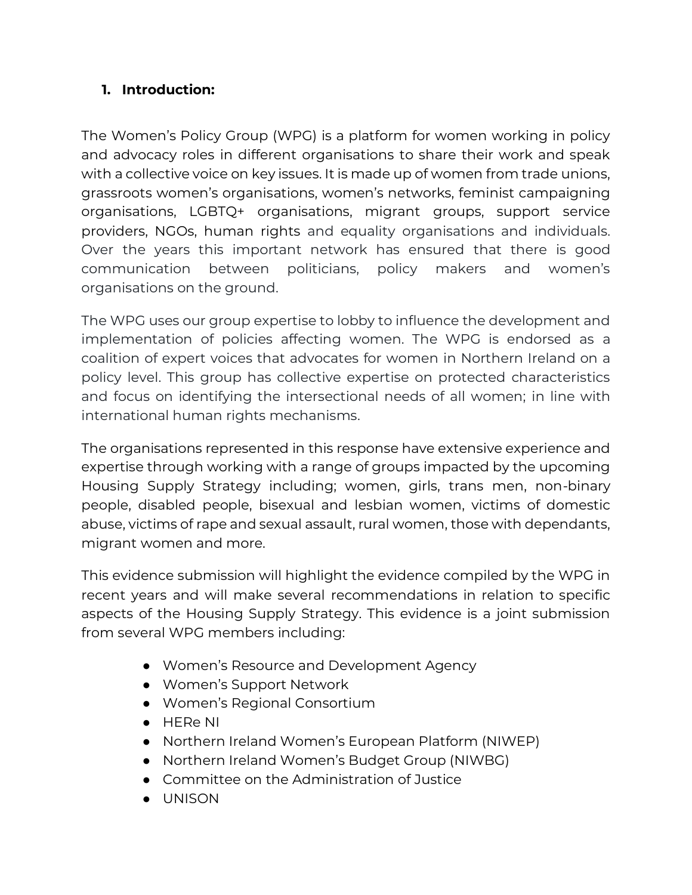## 1. Introduction:

The Women's Policy Group (WPG) is a platform for women working in policy and advocacy roles in different organisations to share their work and speak with a collective voice on key issues. It is made up of women from trade unions, grassroots women's organisations, women's networks, feminist campaigning organisations, LGBTQ+ organisations, migrant groups, support service providers, NGOs, human rights and equality organisations and individuals. Over the years this important network has ensured that there is good communication between politicians, policy makers and women's organisations on the ground.

The WPG uses our group expertise to lobby to influence the development and implementation of policies affecting women. The WPG is endorsed as a coalition of expert voices that advocates for women in Northern Ireland on a policy level. This group has collective expertise on protected characteristics and focus on identifying the intersectional needs of all women; in line with international human rights mechanisms.

The organisations represented in this response have extensive experience and expertise through working with a range of groups impacted by the upcoming Housing Supply Strategy including; women, girls, trans men, non-binary people, disabled people, bisexual and lesbian women, victims of domestic abuse, victims of rape and sexual assault, rural women, those with dependants, migrant women and more.

This evidence submission will highlight the evidence compiled by the WPG in recent years and will make several recommendations in relation to specific aspects of the Housing Supply Strategy. This evidence is a joint submission from several WPG members including:

- Women's Resource and Development Agency
- Women's Support Network
- Women's Regional Consortium
- HERe NI
- Northern Ireland Women's European Platform (NIWEP)
- Northern Ireland Women's Budget Group (NIWBG)
- Committee on the Administration of Justice
- UNISON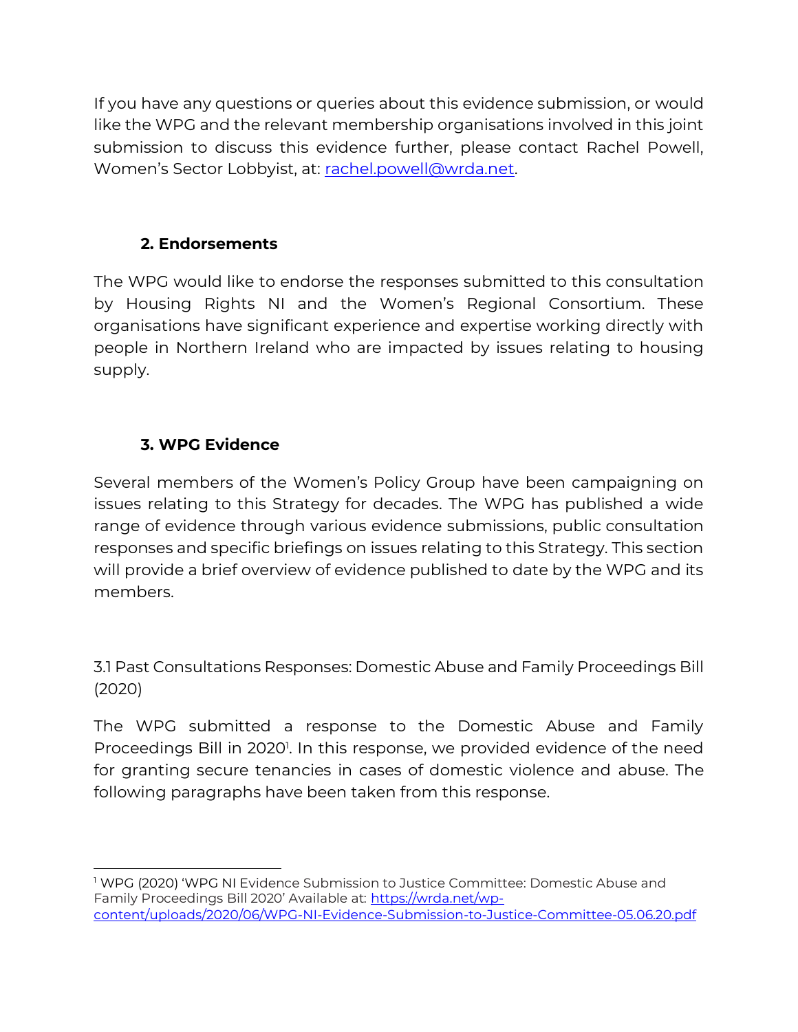If you have any questions or queries about this evidence submission, or would like the WPG and the relevant membership organisations involved in this joint submission to discuss this evidence further, please contact Rachel Powell, Women's Sector Lobbyist, at: rachel.powell@wrda.net.

## 2. Endorsements

The WPG would like to endorse the responses submitted to this consultation by Housing Rights NI and the Women's Regional Consortium. These organisations have significant experience and expertise working directly with people in Northern Ireland who are impacted by issues relating to housing supply.

## 3. WPG Evidence

Several members of the Women's Policy Group have been campaigning on issues relating to this Strategy for decades. The WPG has published a wide range of evidence through various evidence submissions, public consultation responses and specific briefings on issues relating to this Strategy. This section will provide a brief overview of evidence published to date by the WPG and its members.

### 3.1 Past Consultations Responses: Domestic Abuse and Family Proceedings Bill (2020)

The WPG submitted a response to the Domestic Abuse and Family Proceedings Bill in 2020[1]. In this response, we provided evidence of the need for granting secure tenancies in cases of domestic violence and abuse. The following paragraphs have been taken from this response.

[1] WPG (2020) 'WPG NI Evidence Submission to Justice Committee: Domestic Abuse and Family Proceedings Bill 2020' Available at: https://wrda.net/wp-content/uploads/2020/06/WPG-NI-Evidence-Submission-to-Justice-Committee-05.06.20.pdf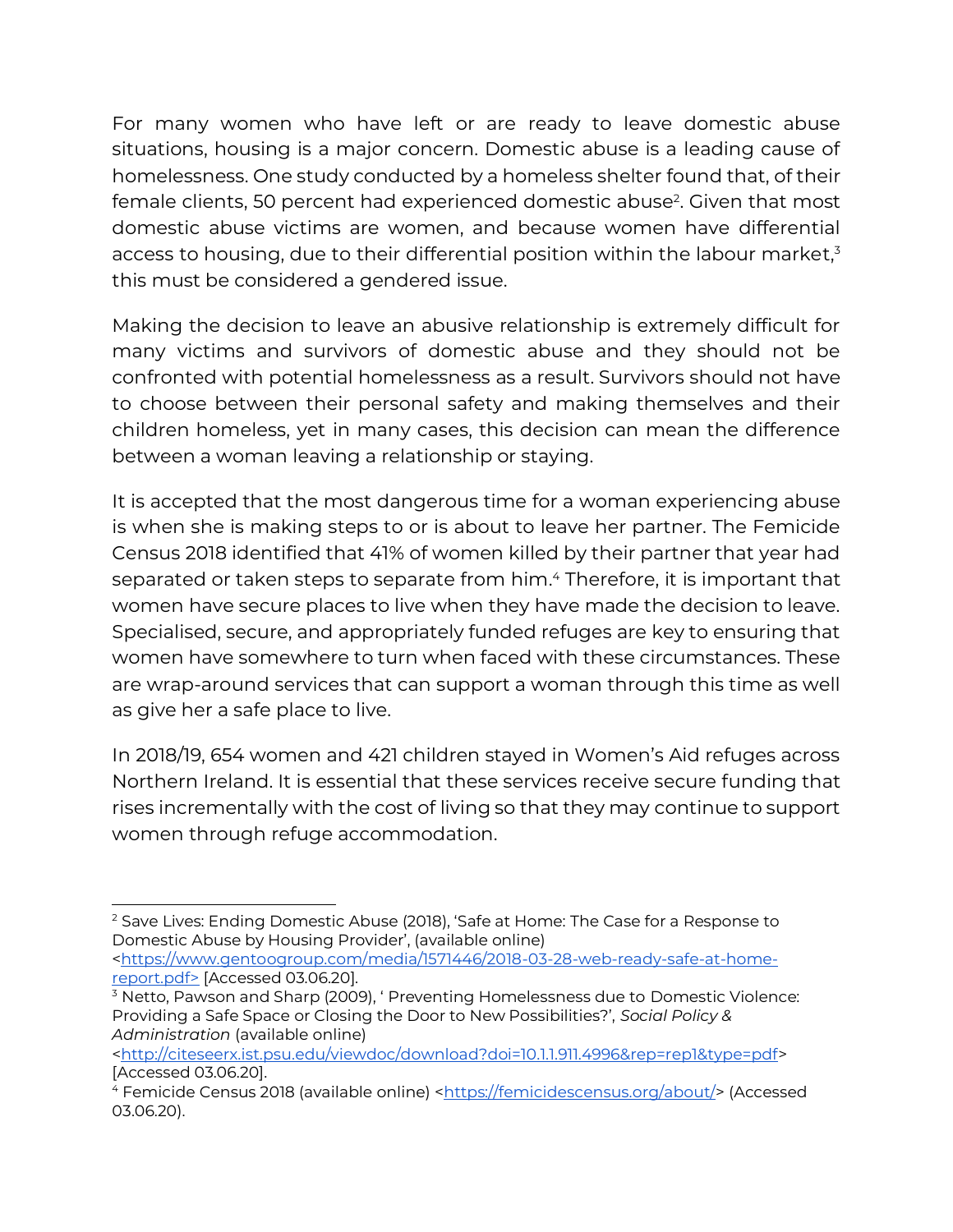For many women who have left or are ready to leave domestic abuse situations, housing is a major concern. Domestic abuse is a leading cause of homelessness. One study conducted by a homeless shelter found that, of their female clients, 50 percent had experienced domestic abuse[2]. Given that most domestic abuse victims are women, and because women have differential access to housing, due to their differential position within the labour market,[3] this must be considered a gendered issue.

Making the decision to leave an abusive relationship is extremely difficult for many victims and survivors of domestic abuse and they should not be confronted with potential homelessness as a result. Survivors should not have to choose between their personal safety and making themselves and their children homeless, yet in many cases, this decision can mean the difference between a woman leaving a relationship or staying.

It is accepted that the most dangerous time for a woman experiencing abuse is when she is making steps to or is about to leave her partner. The Femicide Census 2018 identified that 41% of women killed by their partner that year had separated or taken steps to separate from him.[4] Therefore, it is important that women have secure places to live when they have made the decision to leave. Specialised, secure, and appropriately funded refuges are key to ensuring that women have somewhere to turn when faced with these circumstances. These are wrap-around services that can support a woman through this time as well as give her a safe place to live.

In 2018/19, 654 women and 421 children stayed in Women's Aid refuges across Northern Ireland. It is essential that these services receive secure funding that rises incrementally with the cost of living so that they may continue to support women through refuge accommodation.

---

[2] Save Lives: Ending Domestic Abuse (2018), 'Safe at Home: The Case for a Response to Domestic Abuse by Housing Provider', (available online) <https://www.gentoogroup.com/media/1571446/2018-03-28-web-ready-safe-at-home-report.pdf> [Accessed 03.06.20].

[3] Netto, Pawson and Sharp (2009), ' Preventing Homelessness due to Domestic Violence: Providing a Safe Space or Closing the Door to New Possibilities?', *Social Policy & Administration* (available online) <http://citeseerx.ist.psu.edu/viewdoc/download?doi=10.1.1.911.4996&rep=rep1&type=pdf> [Accessed 03.06.20].

[4] Femicide Census 2018 (available online) <https://femicidescensus.org/about/> (Accessed 03.06.20).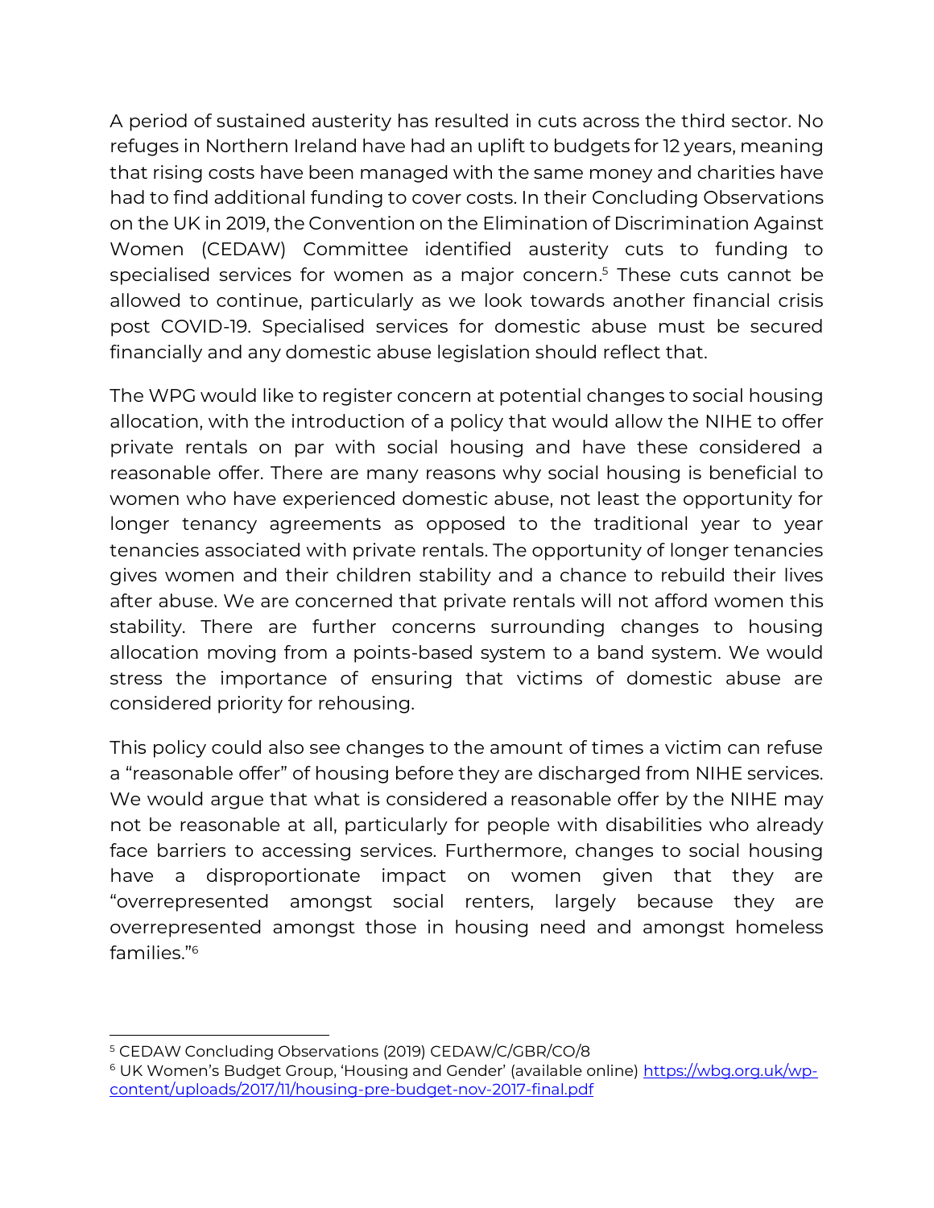A period of sustained austerity has resulted in cuts across the third sector. No refuges in Northern Ireland have had an uplift to budgets for 12 years, meaning that rising costs have been managed with the same money and charities have had to find additional funding to cover costs. In their Concluding Observations on the UK in 2019, the Convention on the Elimination of Discrimination Against Women (CEDAW) Committee identified austerity cuts to funding to specialised services for women as a major concern.[5] These cuts cannot be allowed to continue, particularly as we look towards another financial crisis post COVID-19. Specialised services for domestic abuse must be secured financially and any domestic abuse legislation should reflect that.

The WPG would like to register concern at potential changes to social housing allocation, with the introduction of a policy that would allow the NIHE to offer private rentals on par with social housing and have these considered a reasonable offer. There are many reasons why social housing is beneficial to women who have experienced domestic abuse, not least the opportunity for longer tenancy agreements as opposed to the traditional year to year tenancies associated with private rentals. The opportunity of longer tenancies gives women and their children stability and a chance to rebuild their lives after abuse. We are concerned that private rentals will not afford women this stability. There are further concerns surrounding changes to housing allocation moving from a points-based system to a band system. We would stress the importance of ensuring that victims of domestic abuse are considered priority for rehousing.

This policy could also see changes to the amount of times a victim can refuse a "reasonable offer" of housing before they are discharged from NIHE services. We would argue that what is considered a reasonable offer by the NIHE may not be reasonable at all, particularly for people with disabilities who already face barriers to accessing services. Furthermore, changes to social housing have a disproportionate impact on women given that they are "overrepresented amongst social renters, largely because they are overrepresented amongst those in housing need and amongst homeless families."[6]

---

[5] CEDAW Concluding Observations (2019) CEDAW/C/GBR/CO/8

[6] UK Women's Budget Group, 'Housing and Gender' (available online) https://wbg.org.uk/wp-content/uploads/2017/11/housing-pre-budget-nov-2017-final.pdf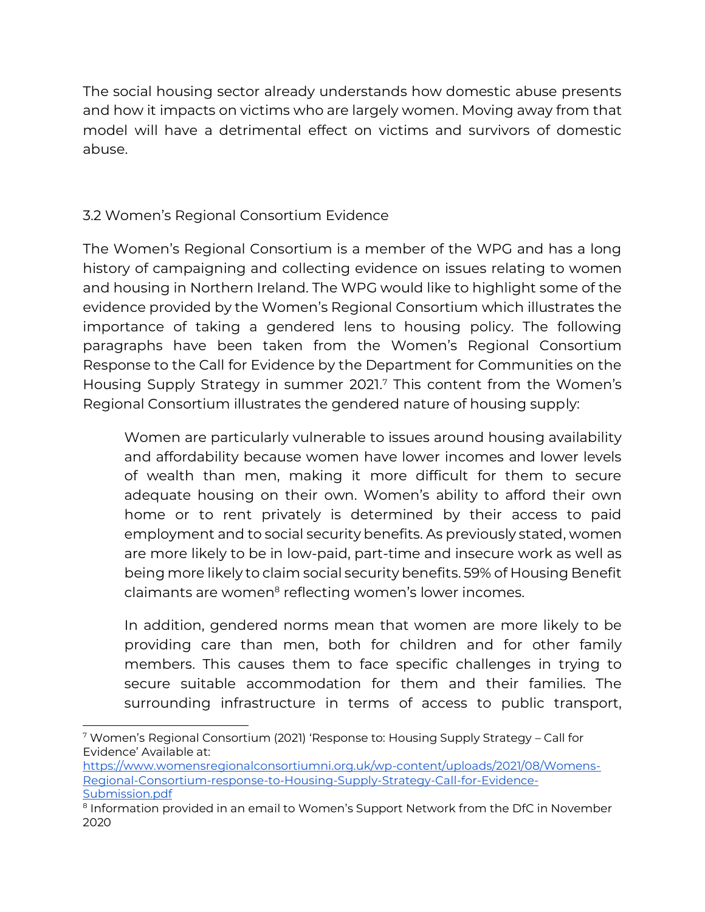The social housing sector already understands how domestic abuse presents and how it impacts on victims who are largely women. Moving away from that model will have a detrimental effect on victims and survivors of domestic abuse.

### 3.2 Women's Regional Consortium Evidence

The Women's Regional Consortium is a member of the WPG and has a long history of campaigning and collecting evidence on issues relating to women and housing in Northern Ireland. The WPG would like to highlight some of the evidence provided by the Women's Regional Consortium which illustrates the importance of taking a gendered lens to housing policy. The following paragraphs have been taken from the Women's Regional Consortium Response to the Call for Evidence by the Department for Communities on the Housing Supply Strategy in summer 2021.[7] This content from the Women's Regional Consortium illustrates the gendered nature of housing supply:

> Women are particularly vulnerable to issues around housing availability and affordability because women have lower incomes and lower levels of wealth than men, making it more difficult for them to secure adequate housing on their own. Women's ability to afford their own home or to rent privately is determined by their access to paid employment and to social security benefits. As previously stated, women are more likely to be in low-paid, part-time and insecure work as well as being more likely to claim social security benefits. 59% of Housing Benefit claimants are women[8] reflecting women's lower incomes.
>
> In addition, gendered norms mean that women are more likely to be providing care than men, both for children and for other family members. This causes them to face specific challenges in trying to secure suitable accommodation for them and their families. The surrounding infrastructure in terms of access to public transport,

---

[7] Women's Regional Consortium (2021) 'Response to: Housing Supply Strategy – Call for Evidence' Available at: https://www.womensregionalconsortiumni.org.uk/wp-content/uploads/2021/08/Womens-Regional-Consortium-response-to-Housing-Supply-Strategy-Call-for-Evidence-Submission.pdf

[8] Information provided in an email to Women's Support Network from the DfC in November 2020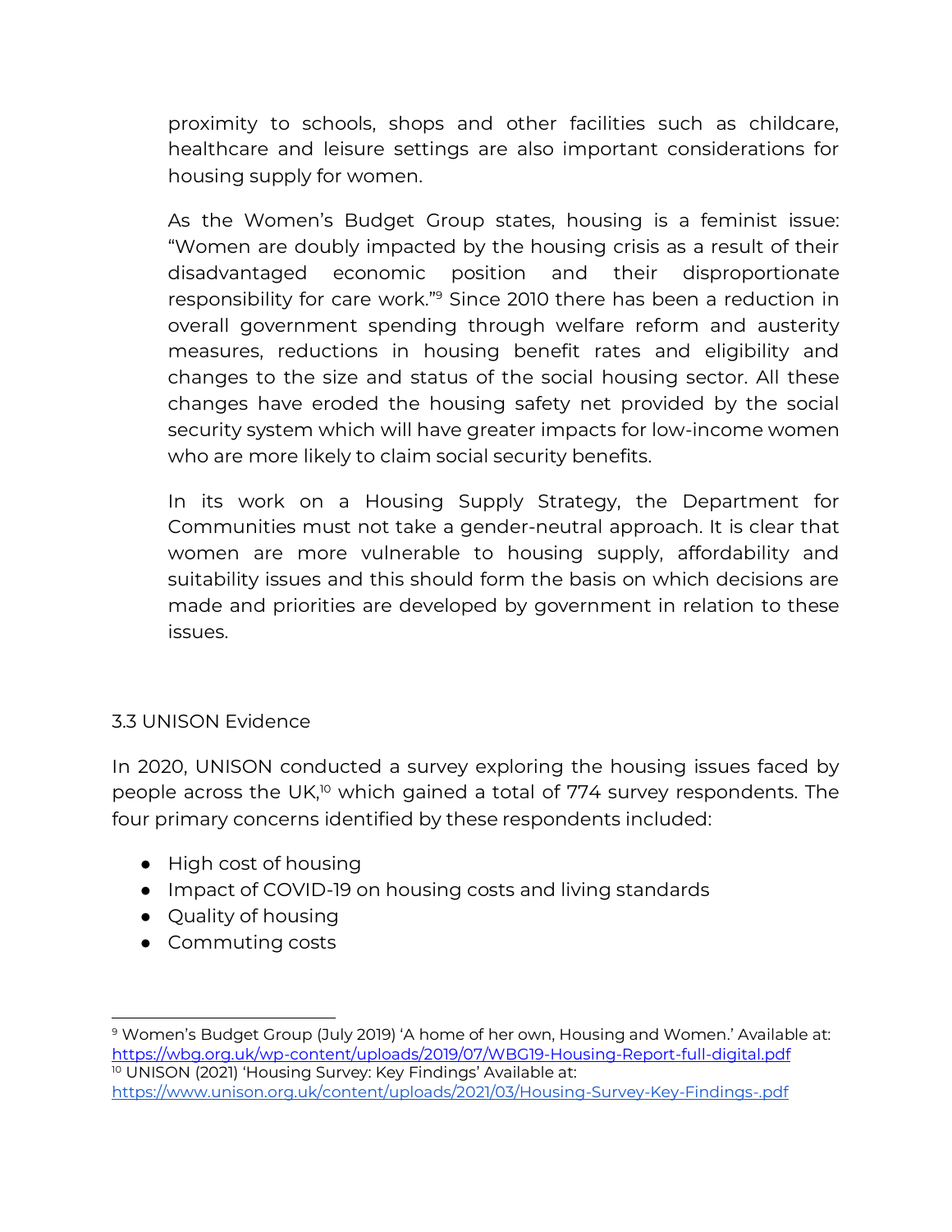proximity to schools, shops and other facilities such as childcare, healthcare and leisure settings are also important considerations for housing supply for women.

As the Women's Budget Group states, housing is a feminist issue: "Women are doubly impacted by the housing crisis as a result of their disadvantaged economic position and their disproportionate responsibility for care work."[9] Since 2010 there has been a reduction in overall government spending through welfare reform and austerity measures, reductions in housing benefit rates and eligibility and changes to the size and status of the social housing sector. All these changes have eroded the housing safety net provided by the social security system which will have greater impacts for low-income women who are more likely to claim social security benefits.

In its work on a Housing Supply Strategy, the Department for Communities must not take a gender-neutral approach. It is clear that women are more vulnerable to housing supply, affordability and suitability issues and this should form the basis on which decisions are made and priorities are developed by government in relation to these issues.

### 3.3 UNISON Evidence

In 2020, UNISON conducted a survey exploring the housing issues faced by people across the UK,[10] which gained a total of 774 survey respondents. The four primary concerns identified by these respondents included:

- High cost of housing
- Impact of COVID-19 on housing costs and living standards
- Quality of housing
- Commuting costs

---

[9] Women's Budget Group (July 2019) 'A home of her own, Housing and Women.' Available at: https://wbg.org.uk/wp-content/uploads/2019/07/WBG19-Housing-Report-full-digital.pdf

[10] UNISON (2021) 'Housing Survey: Key Findings' Available at: https://www.unison.org.uk/content/uploads/2021/03/Housing-Survey-Key-Findings-.pdf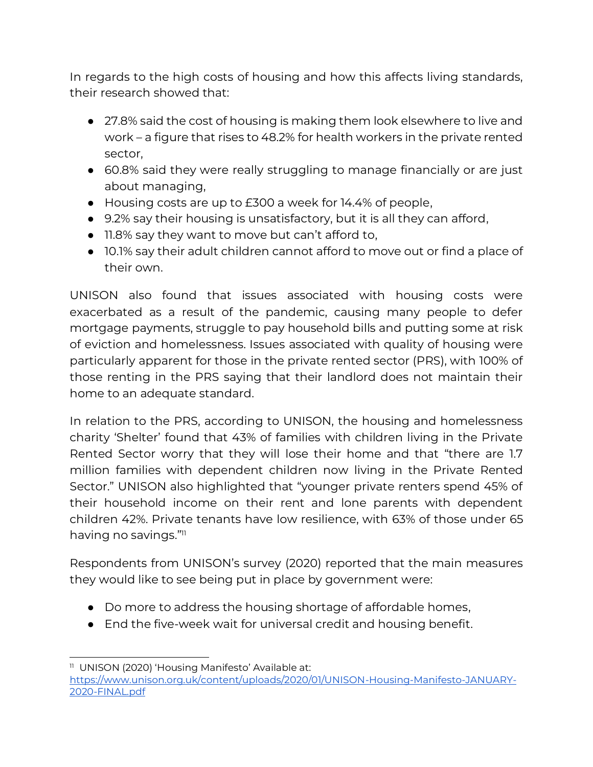In regards to the high costs of housing and how this affects living standards, their research showed that:

- 27.8% said the cost of housing is making them look elsewhere to live and work – a figure that rises to 48.2% for health workers in the private rented sector,
- 60.8% said they were really struggling to manage financially or are just about managing,
- Housing costs are up to £300 a week for 14.4% of people,
- 9.2% say their housing is unsatisfactory, but it is all they can afford,
- 11.8% say they want to move but can't afford to,
- 10.1% say their adult children cannot afford to move out or find a place of their own.

UNISON also found that issues associated with housing costs were exacerbated as a result of the pandemic, causing many people to defer mortgage payments, struggle to pay household bills and putting some at risk of eviction and homelessness. Issues associated with quality of housing were particularly apparent for those in the private rented sector (PRS), with 100% of those renting in the PRS saying that their landlord does not maintain their home to an adequate standard.

In relation to the PRS, according to UNISON, the housing and homelessness charity 'Shelter' found that 43% of families with children living in the Private Rented Sector worry that they will lose their home and that "there are 1.7 million families with dependent children now living in the Private Rented Sector." UNISON also highlighted that "younger private renters spend 45% of their household income on their rent and lone parents with dependent children 42%. Private tenants have low resilience, with 63% of those under 65 having no savings."[11]

Respondents from UNISON's survey (2020) reported that the main measures they would like to see being put in place by government were:

- Do more to address the housing shortage of affordable homes,
- End the five-week wait for universal credit and housing benefit.

---

[11] UNISON (2020) 'Housing Manifesto' Available at: https://www.unison.org.uk/content/uploads/2020/01/UNISON-Housing-Manifesto-JANUARY-2020-FINAL.pdf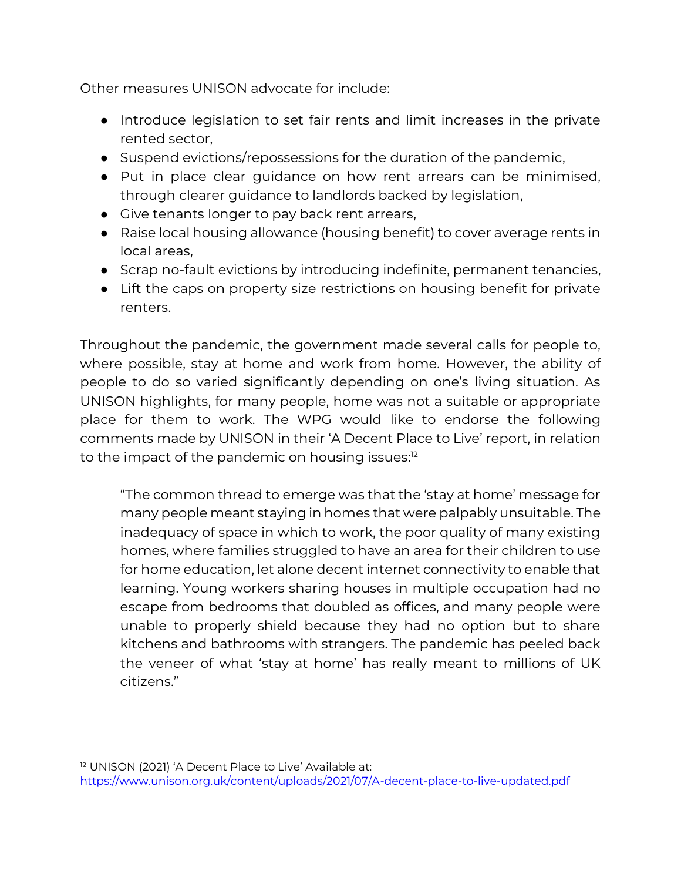Other measures UNISON advocate for include:

- Introduce legislation to set fair rents and limit increases in the private rented sector,
- Suspend evictions/repossessions for the duration of the pandemic,
- Put in place clear guidance on how rent arrears can be minimised, through clearer guidance to landlords backed by legislation,
- Give tenants longer to pay back rent arrears,
- Raise local housing allowance (housing benefit) to cover average rents in local areas,
- Scrap no-fault evictions by introducing indefinite, permanent tenancies,
- Lift the caps on property size restrictions on housing benefit for private renters.

Throughout the pandemic, the government made several calls for people to, where possible, stay at home and work from home. However, the ability of people to do so varied significantly depending on one's living situation. As UNISON highlights, for many people, home was not a suitable or appropriate place for them to work. The WPG would like to endorse the following comments made by UNISON in their 'A Decent Place to Live' report, in relation to the impact of the pandemic on housing issues:[12]

> "The common thread to emerge was that the 'stay at home' message for many people meant staying in homes that were palpably unsuitable. The inadequacy of space in which to work, the poor quality of many existing homes, where families struggled to have an area for their children to use for home education, let alone decent internet connectivity to enable that learning. Young workers sharing houses in multiple occupation had no escape from bedrooms that doubled as offices, and many people were unable to properly shield because they had no option but to share kitchens and bathrooms with strangers. The pandemic has peeled back the veneer of what 'stay at home' has really meant to millions of UK citizens."

---

[12] UNISON (2021) 'A Decent Place to Live' Available at: https://www.unison.org.uk/content/uploads/2021/07/A-decent-place-to-live-updated.pdf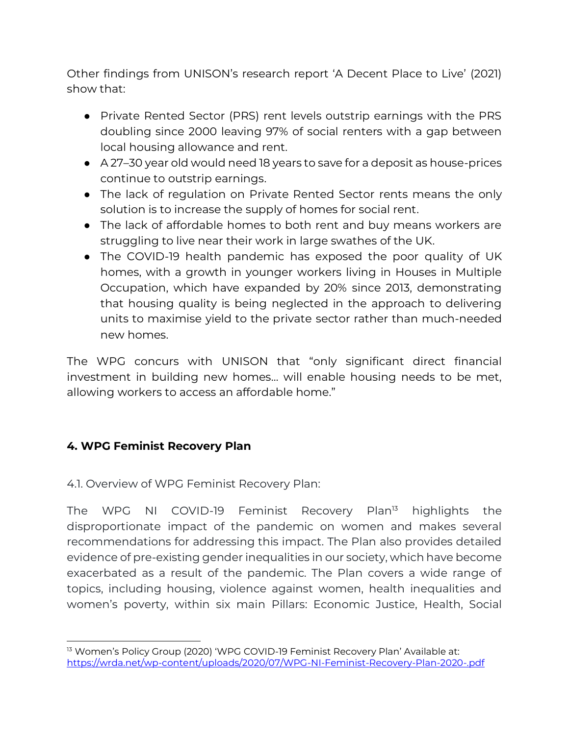Other findings from UNISON's research report 'A Decent Place to Live' (2021) show that:

- Private Rented Sector (PRS) rent levels outstrip earnings with the PRS doubling since 2000 leaving 97% of social renters with a gap between local housing allowance and rent.
- A 27–30 year old would need 18 years to save for a deposit as house-prices continue to outstrip earnings.
- The lack of regulation on Private Rented Sector rents means the only solution is to increase the supply of homes for social rent.
- The lack of affordable homes to both rent and buy means workers are struggling to live near their work in large swathes of the UK.
- The COVID-19 health pandemic has exposed the poor quality of UK homes, with a growth in younger workers living in Houses in Multiple Occupation, which have expanded by 20% since 2013, demonstrating that housing quality is being neglected in the approach to delivering units to maximise yield to the private sector rather than much-needed new homes.

The WPG concurs with UNISON that "only significant direct financial investment in building new homes… will enable housing needs to be met, allowing workers to access an affordable home."

## 4. WPG Feminist Recovery Plan

4.1. Overview of WPG Feminist Recovery Plan:

The WPG NI COVID-19 Feminist Recovery Plan[13] highlights the disproportionate impact of the pandemic on women and makes several recommendations for addressing this impact. The Plan also provides detailed evidence of pre-existing gender inequalities in our society, which have become exacerbated as a result of the pandemic. The Plan covers a wide range of topics, including housing, violence against women, health inequalities and women's poverty, within six main Pillars: Economic Justice, Health, Social

[13] Women's Policy Group (2020) 'WPG COVID-19 Feminist Recovery Plan' Available at: https://wrda.net/wp-content/uploads/2020/07/WPG-NI-Feminist-Recovery-Plan-2020-.pdf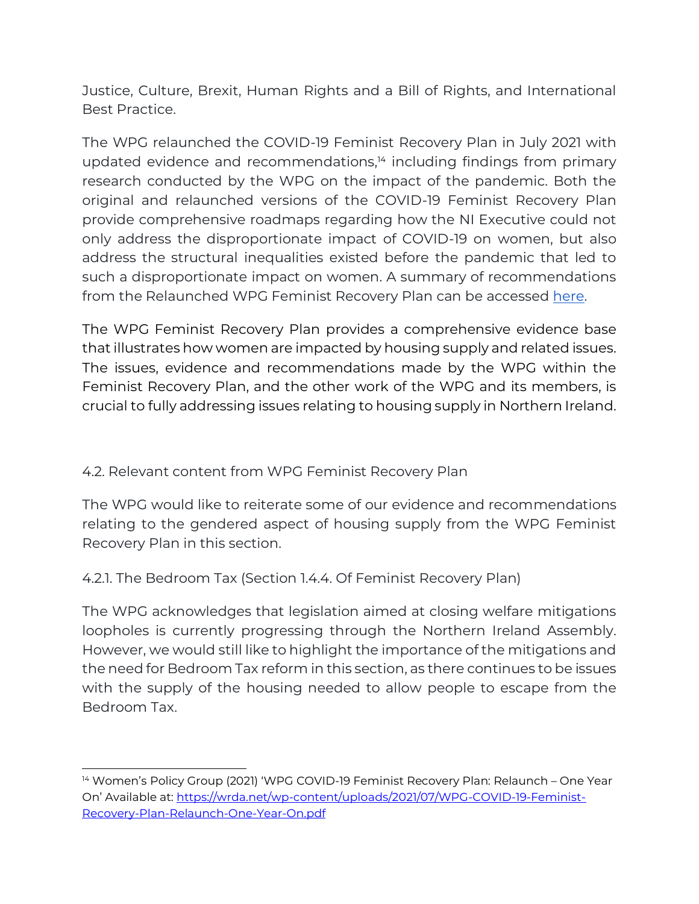Justice, Culture, Brexit, Human Rights and a Bill of Rights, and International Best Practice.

The WPG relaunched the COVID-19 Feminist Recovery Plan in July 2021 with updated evidence and recommendations,[14] including findings from primary research conducted by the WPG on the impact of the pandemic. Both the original and relaunched versions of the COVID-19 Feminist Recovery Plan provide comprehensive roadmaps regarding how the NI Executive could not only address the disproportionate impact of COVID-19 on women, but also address the structural inequalities existed before the pandemic that led to such a disproportionate impact on women. A summary of recommendations from the Relaunched WPG Feminist Recovery Plan can be accessed here.

The WPG Feminist Recovery Plan provides a comprehensive evidence base that illustrates how women are impacted by housing supply and related issues. The issues, evidence and recommendations made by the WPG within the Feminist Recovery Plan, and the other work of the WPG and its members, is crucial to fully addressing issues relating to housing supply in Northern Ireland.

### 4.2. Relevant content from WPG Feminist Recovery Plan

The WPG would like to reiterate some of our evidence and recommendations relating to the gendered aspect of housing supply from the WPG Feminist Recovery Plan in this section.

#### 4.2.1. The Bedroom Tax (Section 1.4.4. Of Feminist Recovery Plan)

The WPG acknowledges that legislation aimed at closing welfare mitigations loopholes is currently progressing through the Northern Ireland Assembly. However, we would still like to highlight the importance of the mitigations and the need for Bedroom Tax reform in this section, as there continues to be issues with the supply of the housing needed to allow people to escape from the Bedroom Tax.

---

[14] Women's Policy Group (2021) 'WPG COVID-19 Feminist Recovery Plan: Relaunch – One Year On' Available at: https://wrda.net/wp-content/uploads/2021/07/WPG-COVID-19-Feminist-Recovery-Plan-Relaunch-One-Year-On.pdf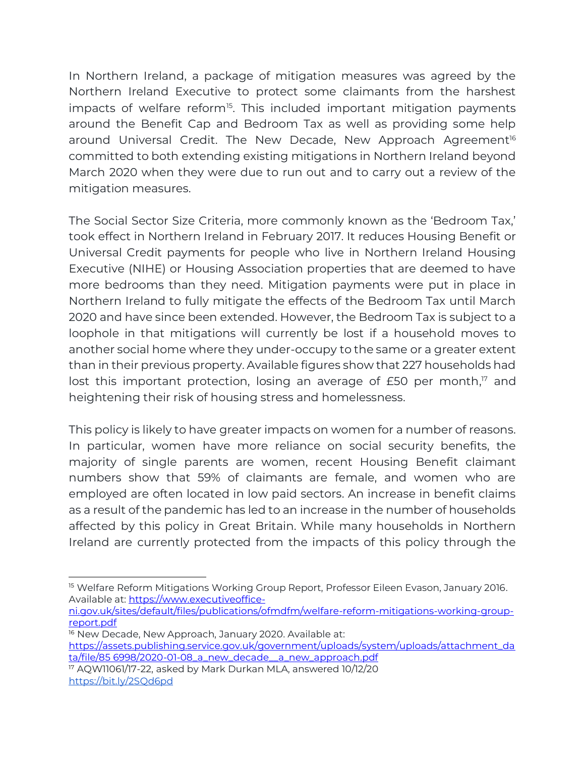In Northern Ireland, a package of mitigation measures was agreed by the Northern Ireland Executive to protect some claimants from the harshest impacts of welfare reform[15]. This included important mitigation payments around the Benefit Cap and Bedroom Tax as well as providing some help around Universal Credit. The New Decade, New Approach Agreement[16] committed to both extending existing mitigations in Northern Ireland beyond March 2020 when they were due to run out and to carry out a review of the mitigation measures.

The Social Sector Size Criteria, more commonly known as the 'Bedroom Tax,' took effect in Northern Ireland in February 2017. It reduces Housing Benefit or Universal Credit payments for people who live in Northern Ireland Housing Executive (NIHE) or Housing Association properties that are deemed to have more bedrooms than they need. Mitigation payments were put in place in Northern Ireland to fully mitigate the effects of the Bedroom Tax until March 2020 and have since been extended. However, the Bedroom Tax is subject to a loophole in that mitigations will currently be lost if a household moves to another social home where they under-occupy to the same or a greater extent than in their previous property. Available figures show that 227 households had lost this important protection, losing an average of £50 per month,[17] and heightening their risk of housing stress and homelessness.

This policy is likely to have greater impacts on women for a number of reasons. In particular, women have more reliance on social security benefits, the majority of single parents are women, recent Housing Benefit claimant numbers show that 59% of claimants are female, and women who are employed are often located in low paid sectors. An increase in benefit claims as a result of the pandemic has led to an increase in the number of households affected by this policy in Great Britain. While many households in Northern Ireland are currently protected from the impacts of this policy through the

---

[15] Welfare Reform Mitigations Working Group Report, Professor Eileen Evason, January 2016. Available at: https://www.executiveoffice-ni.gov.uk/sites/default/files/publications/ofmdfm/welfare-reform-mitigations-working-group-report.pdf

[16] New Decade, New Approach, January 2020. Available at: https://assets.publishing.service.gov.uk/government/uploads/system/uploads/attachment_data/file/85 6998/2020-01-08_a_new_decade__a_new_approach.pdf

[17] AQW11061/17-22, asked by Mark Durkan MLA, answered 10/12/20 https://bit.ly/2SQd6pd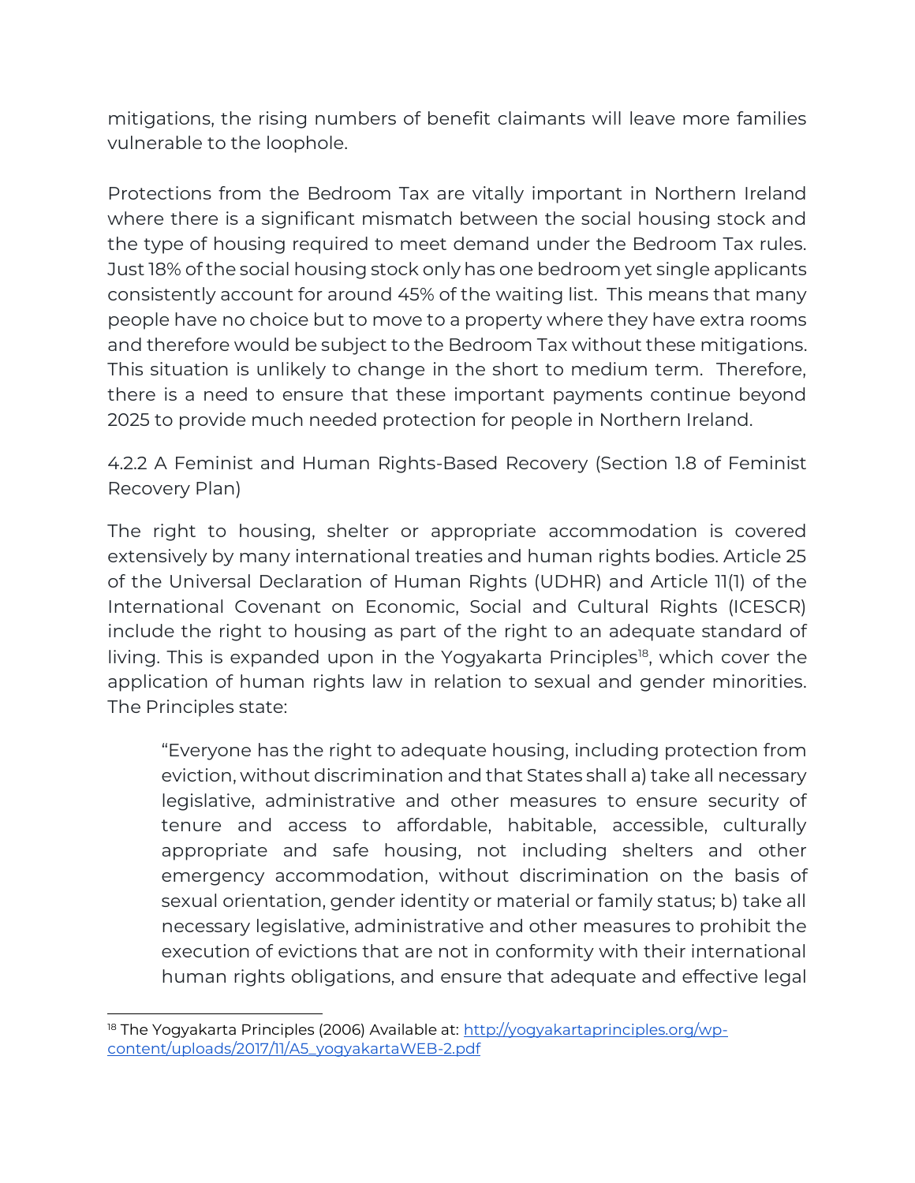mitigations, the rising numbers of benefit claimants will leave more families vulnerable to the loophole.

Protections from the Bedroom Tax are vitally important in Northern Ireland where there is a significant mismatch between the social housing stock and the type of housing required to meet demand under the Bedroom Tax rules. Just 18% of the social housing stock only has one bedroom yet single applicants consistently account for around 45% of the waiting list. This means that many people have no choice but to move to a property where they have extra rooms and therefore would be subject to the Bedroom Tax without these mitigations. This situation is unlikely to change in the short to medium term. Therefore, there is a need to ensure that these important payments continue beyond 2025 to provide much needed protection for people in Northern Ireland.

#### 4.2.2 A Feminist and Human Rights-Based Recovery (Section 1.8 of Feminist Recovery Plan)

The right to housing, shelter or appropriate accommodation is covered extensively by many international treaties and human rights bodies. Article 25 of the Universal Declaration of Human Rights (UDHR) and Article 11(1) of the International Covenant on Economic, Social and Cultural Rights (ICESCR) include the right to housing as part of the right to an adequate standard of living. This is expanded upon in the Yogyakarta Principles[18], which cover the application of human rights law in relation to sexual and gender minorities. The Principles state:

> "Everyone has the right to adequate housing, including protection from eviction, without discrimination and that States shall a) take all necessary legislative, administrative and other measures to ensure security of tenure and access to affordable, habitable, accessible, culturally appropriate and safe housing, not including shelters and other emergency accommodation, without discrimination on the basis of sexual orientation, gender identity or material or family status; b) take all necessary legislative, administrative and other measures to prohibit the execution of evictions that are not in conformity with their international human rights obligations, and ensure that adequate and effective legal

---

[18] The Yogyakarta Principles (2006) Available at: http://yogyakartaprinciples.org/wp-content/uploads/2017/11/A5_yogyakartaWEB-2.pdf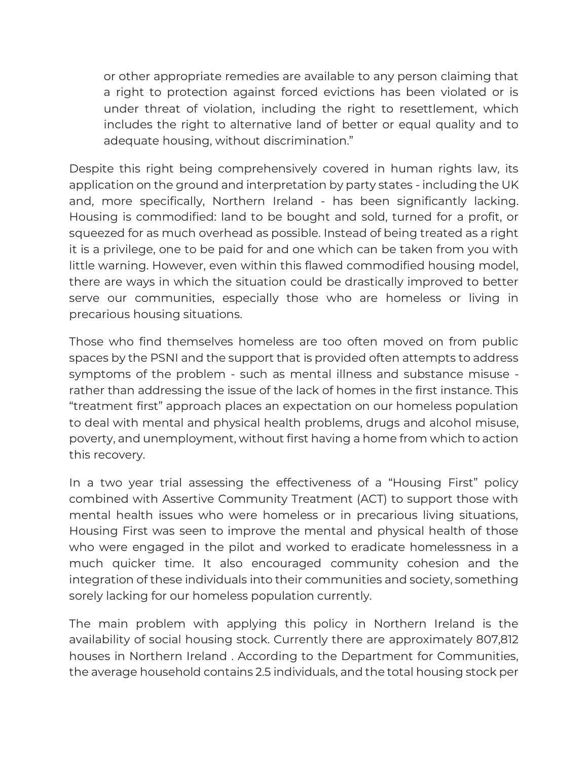> or other appropriate remedies are available to any person claiming that a right to protection against forced evictions has been violated or is under threat of violation, including the right to resettlement, which includes the right to alternative land of better or equal quality and to adequate housing, without discrimination."

Despite this right being comprehensively covered in human rights law, its application on the ground and interpretation by party states - including the UK and, more specifically, Northern Ireland - has been significantly lacking. Housing is commodified: land to be bought and sold, turned for a profit, or squeezed for as much overhead as possible. Instead of being treated as a right it is a privilege, one to be paid for and one which can be taken from you with little warning. However, even within this flawed commodified housing model, there are ways in which the situation could be drastically improved to better serve our communities, especially those who are homeless or living in precarious housing situations.

Those who find themselves homeless are too often moved on from public spaces by the PSNI and the support that is provided often attempts to address symptoms of the problem - such as mental illness and substance misuse - rather than addressing the issue of the lack of homes in the first instance. This "treatment first" approach places an expectation on our homeless population to deal with mental and physical health problems, drugs and alcohol misuse, poverty, and unemployment, without first having a home from which to action this recovery.

In a two year trial assessing the effectiveness of a "Housing First" policy combined with Assertive Community Treatment (ACT) to support those with mental health issues who were homeless or in precarious living situations, Housing First was seen to improve the mental and physical health of those who were engaged in the pilot and worked to eradicate homelessness in a much quicker time. It also encouraged community cohesion and the integration of these individuals into their communities and society, something sorely lacking for our homeless population currently.

The main problem with applying this policy in Northern Ireland is the availability of social housing stock. Currently there are approximately 807,812 houses in Northern Ireland . According to the Department for Communities, the average household contains 2.5 individuals, and the total housing stock per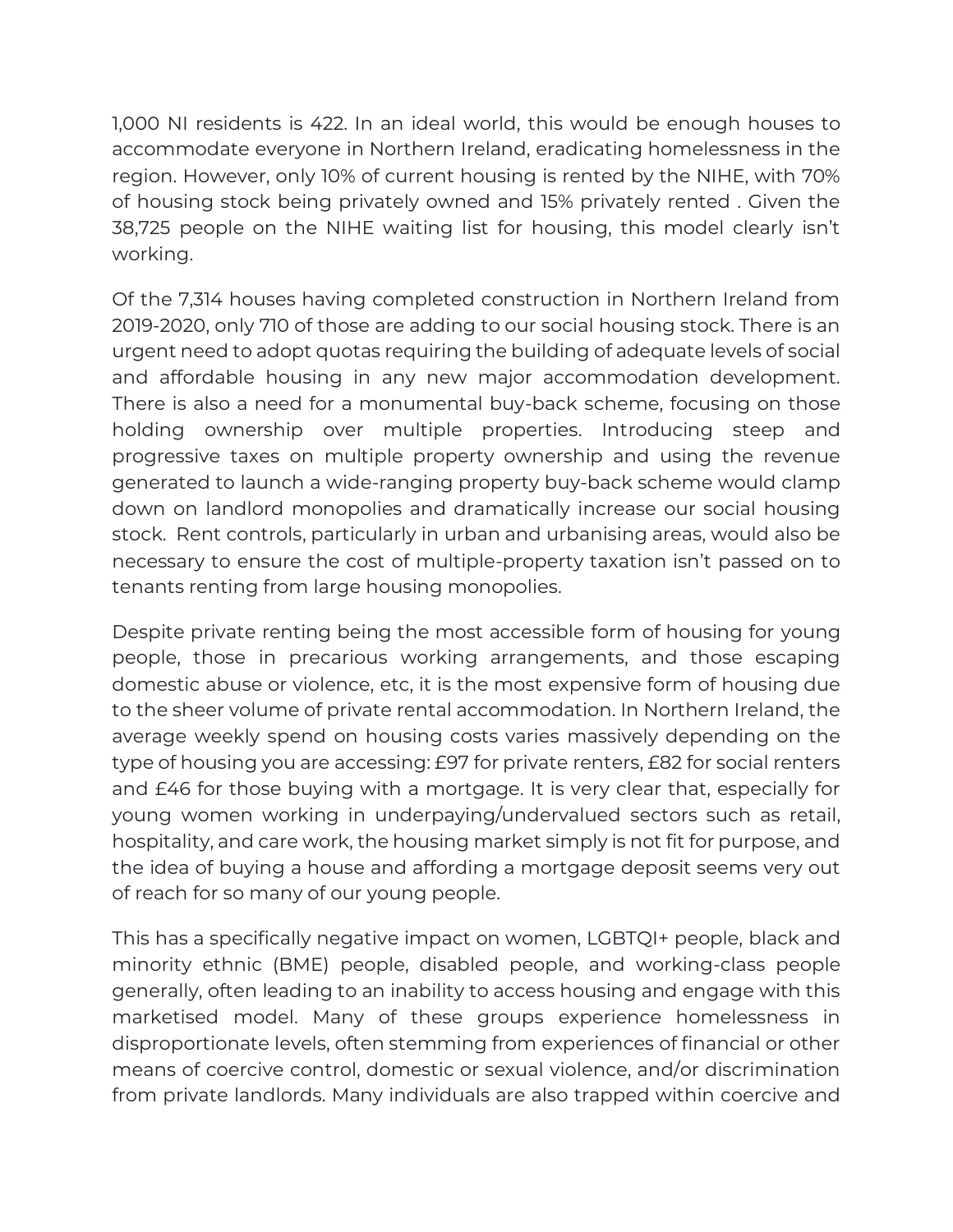1,000 NI residents is 422. In an ideal world, this would be enough houses to accommodate everyone in Northern Ireland, eradicating homelessness in the region. However, only 10% of current housing is rented by the NIHE, with 70% of housing stock being privately owned and 15% privately rented . Given the 38,725 people on the NIHE waiting list for housing, this model clearly isn't working.

Of the 7,314 houses having completed construction in Northern Ireland from 2019-2020, only 710 of those are adding to our social housing stock. There is an urgent need to adopt quotas requiring the building of adequate levels of social and affordable housing in any new major accommodation development. There is also a need for a monumental buy-back scheme, focusing on those holding ownership over multiple properties. Introducing steep and progressive taxes on multiple property ownership and using the revenue generated to launch a wide-ranging property buy-back scheme would clamp down on landlord monopolies and dramatically increase our social housing stock. Rent controls, particularly in urban and urbanising areas, would also be necessary to ensure the cost of multiple-property taxation isn't passed on to tenants renting from large housing monopolies.

Despite private renting being the most accessible form of housing for young people, those in precarious working arrangements, and those escaping domestic abuse or violence, etc, it is the most expensive form of housing due to the sheer volume of private rental accommodation. In Northern Ireland, the average weekly spend on housing costs varies massively depending on the type of housing you are accessing: £97 for private renters, £82 for social renters and £46 for those buying with a mortgage. It is very clear that, especially for young women working in underpaying/undervalued sectors such as retail, hospitality, and care work, the housing market simply is not fit for purpose, and the idea of buying a house and affording a mortgage deposit seems very out of reach for so many of our young people.

This has a specifically negative impact on women, LGBTQI+ people, black and minority ethnic (BME) people, disabled people, and working-class people generally, often leading to an inability to access housing and engage with this marketised model. Many of these groups experience homelessness in disproportionate levels, often stemming from experiences of financial or other means of coercive control, domestic or sexual violence, and/or discrimination from private landlords. Many individuals are also trapped within coercive and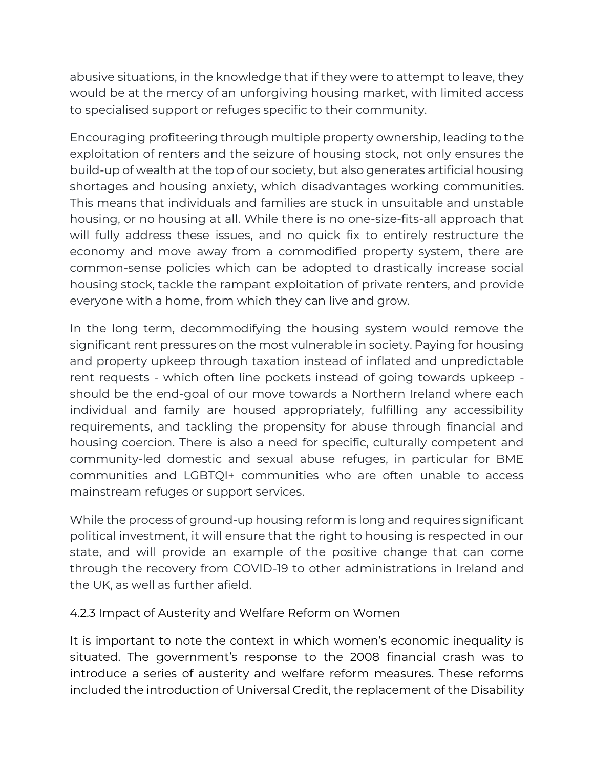abusive situations, in the knowledge that if they were to attempt to leave, they would be at the mercy of an unforgiving housing market, with limited access to specialised support or refuges specific to their community.

Encouraging profiteering through multiple property ownership, leading to the exploitation of renters and the seizure of housing stock, not only ensures the build-up of wealth at the top of our society, but also generates artificial housing shortages and housing anxiety, which disadvantages working communities. This means that individuals and families are stuck in unsuitable and unstable housing, or no housing at all. While there is no one-size-fits-all approach that will fully address these issues, and no quick fix to entirely restructure the economy and move away from a commodified property system, there are common-sense policies which can be adopted to drastically increase social housing stock, tackle the rampant exploitation of private renters, and provide everyone with a home, from which they can live and grow.

In the long term, decommodifying the housing system would remove the significant rent pressures on the most vulnerable in society. Paying for housing and property upkeep through taxation instead of inflated and unpredictable rent requests - which often line pockets instead of going towards upkeep - should be the end-goal of our move towards a Northern Ireland where each individual and family are housed appropriately, fulfilling any accessibility requirements, and tackling the propensity for abuse through financial and housing coercion. There is also a need for specific, culturally competent and community-led domestic and sexual abuse refuges, in particular for BME communities and LGBTQI+ communities who are often unable to access mainstream refuges or support services.

While the process of ground-up housing reform is long and requires significant political investment, it will ensure that the right to housing is respected in our state, and will provide an example of the positive change that can come through the recovery from COVID-19 to other administrations in Ireland and the UK, as well as further afield.

### 4.2.3 Impact of Austerity and Welfare Reform on Women

It is important to note the context in which women's economic inequality is situated. The government's response to the 2008 financial crash was to introduce a series of austerity and welfare reform measures. These reforms included the introduction of Universal Credit, the replacement of the Disability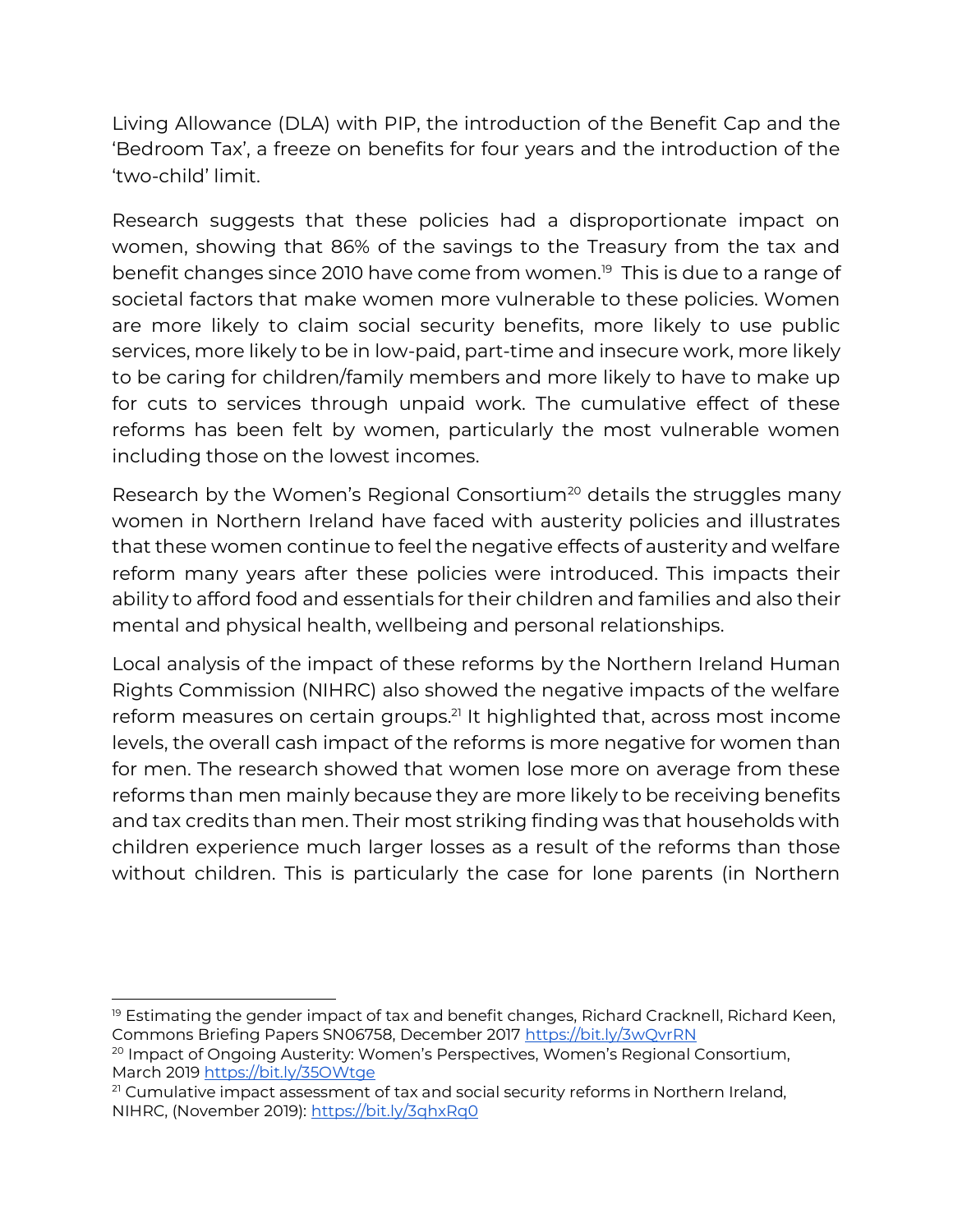Living Allowance (DLA) with PIP, the introduction of the Benefit Cap and the 'Bedroom Tax', a freeze on benefits for four years and the introduction of the 'two-child' limit.

Research suggests that these policies had a disproportionate impact on women, showing that 86% of the savings to the Treasury from the tax and benefit changes since 2010 have come from women.[19] This is due to a range of societal factors that make women more vulnerable to these policies. Women are more likely to claim social security benefits, more likely to use public services, more likely to be in low-paid, part-time and insecure work, more likely to be caring for children/family members and more likely to have to make up for cuts to services through unpaid work. The cumulative effect of these reforms has been felt by women, particularly the most vulnerable women including those on the lowest incomes.

Research by the Women's Regional Consortium[20] details the struggles many women in Northern Ireland have faced with austerity policies and illustrates that these women continue to feel the negative effects of austerity and welfare reform many years after these policies were introduced. This impacts their ability to afford food and essentials for their children and families and also their mental and physical health, wellbeing and personal relationships.

Local analysis of the impact of these reforms by the Northern Ireland Human Rights Commission (NIHRC) also showed the negative impacts of the welfare reform measures on certain groups.[21] It highlighted that, across most income levels, the overall cash impact of the reforms is more negative for women than for men. The research showed that women lose more on average from these reforms than men mainly because they are more likely to be receiving benefits and tax credits than men. Their most striking finding was that households with children experience much larger losses as a result of the reforms than those without children. This is particularly the case for lone parents (in Northern

---

[19] Estimating the gender impact of tax and benefit changes, Richard Cracknell, Richard Keen, Commons Briefing Papers SN06758, December 2017 https://bit.ly/3wQvrRN

[20] Impact of Ongoing Austerity: Women's Perspectives, Women's Regional Consortium, March 2019 https://bit.ly/35OWtge

[21] Cumulative impact assessment of tax and social security reforms in Northern Ireland, NIHRC, (November 2019): https://bit.ly/3qhxRq0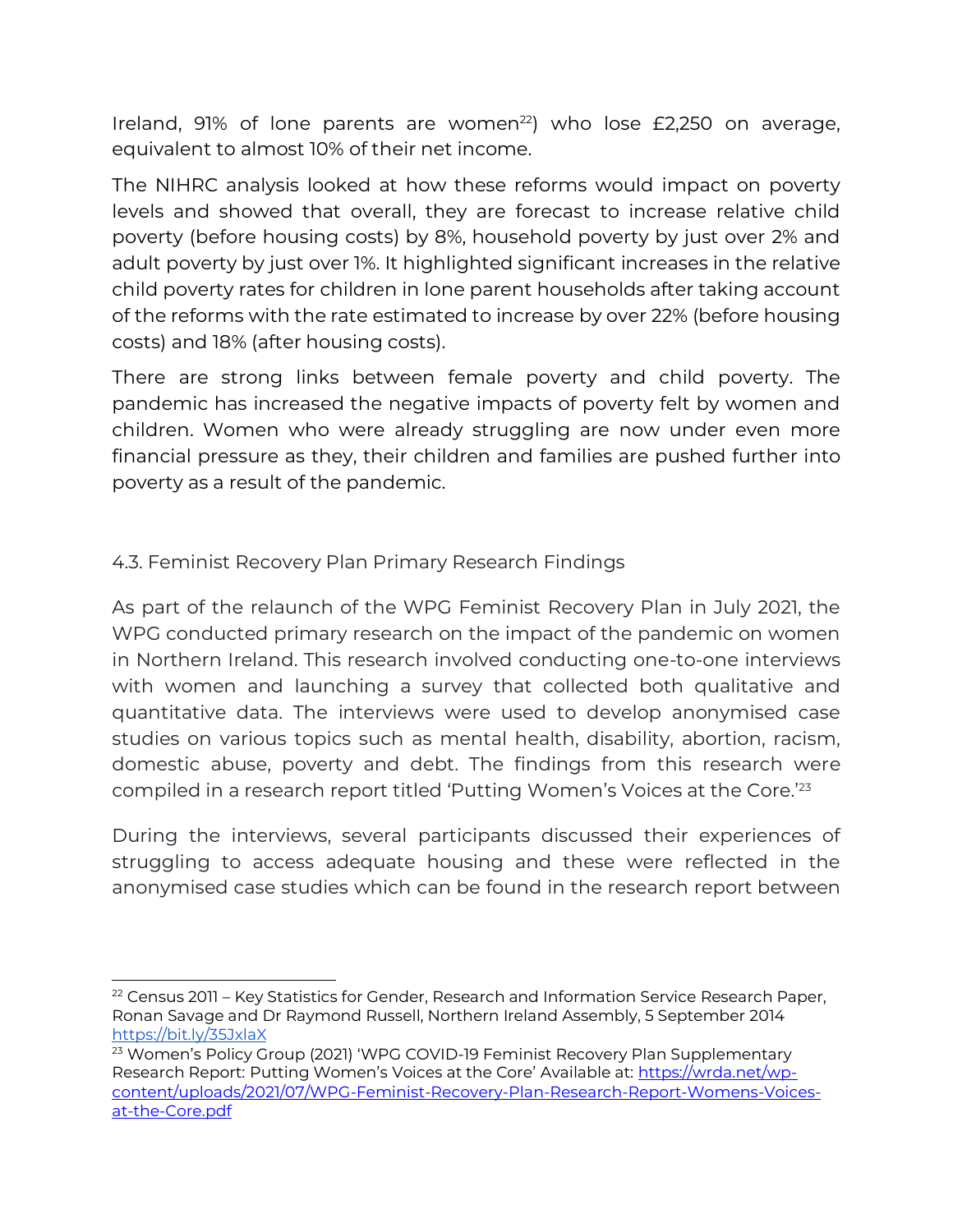Ireland, 91% of lone parents are women[22]) who lose £2,250 on average, equivalent to almost 10% of their net income.

The NIHRC analysis looked at how these reforms would impact on poverty levels and showed that overall, they are forecast to increase relative child poverty (before housing costs) by 8%, household poverty by just over 2% and adult poverty by just over 1%. It highlighted significant increases in the relative child poverty rates for children in lone parent households after taking account of the reforms with the rate estimated to increase by over 22% (before housing costs) and 18% (after housing costs).

There are strong links between female poverty and child poverty. The pandemic has increased the negative impacts of poverty felt by women and children. Women who were already struggling are now under even more financial pressure as they, their children and families are pushed further into poverty as a result of the pandemic.

### 4.3. Feminist Recovery Plan Primary Research Findings

As part of the relaunch of the WPG Feminist Recovery Plan in July 2021, the WPG conducted primary research on the impact of the pandemic on women in Northern Ireland. This research involved conducting one-to-one interviews with women and launching a survey that collected both qualitative and quantitative data. The interviews were used to develop anonymised case studies on various topics such as mental health, disability, abortion, racism, domestic abuse, poverty and debt. The findings from this research were compiled in a research report titled 'Putting Women's Voices at the Core.'[23]

During the interviews, several participants discussed their experiences of struggling to access adequate housing and these were reflected in the anonymised case studies which can be found in the research report between

---

[22] Census 2011 – Key Statistics for Gender, Research and Information Service Research Paper, Ronan Savage and Dr Raymond Russell, Northern Ireland Assembly, 5 September 2014 https://bit.ly/35JxlaX

[23] Women's Policy Group (2021) 'WPG COVID-19 Feminist Recovery Plan Supplementary Research Report: Putting Women's Voices at the Core' Available at: https://wrda.net/wp-content/uploads/2021/07/WPG-Feminist-Recovery-Plan-Research-Report-Womens-Voices-at-the-Core.pdf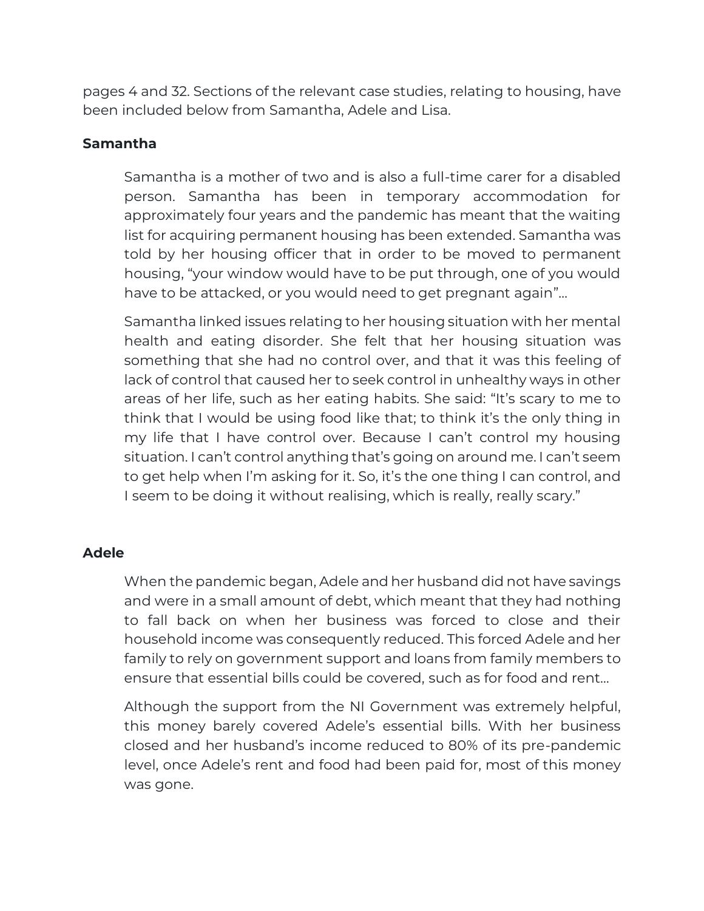pages 4 and 32. Sections of the relevant case studies, relating to housing, have been included below from Samantha, Adele and Lisa.

**Samantha**

> Samantha is a mother of two and is also a full-time carer for a disabled person. Samantha has been in temporary accommodation for approximately four years and the pandemic has meant that the waiting list for acquiring permanent housing has been extended. Samantha was told by her housing officer that in order to be moved to permanent housing, "your window would have to be put through, one of you would have to be attacked, or you would need to get pregnant again"…
>
> Samantha linked issues relating to her housing situation with her mental health and eating disorder. She felt that her housing situation was something that she had no control over, and that it was this feeling of lack of control that caused her to seek control in unhealthy ways in other areas of her life, such as her eating habits. She said: "It's scary to me to think that I would be using food like that; to think it's the only thing in my life that I have control over. Because I can't control my housing situation. I can't control anything that's going on around me. I can't seem to get help when I'm asking for it. So, it's the one thing I can control, and I seem to be doing it without realising, which is really, really scary."

**Adele**

> When the pandemic began, Adele and her husband did not have savings and were in a small amount of debt, which meant that they had nothing to fall back on when her business was forced to close and their household income was consequently reduced. This forced Adele and her family to rely on government support and loans from family members to ensure that essential bills could be covered, such as for food and rent…
>
> Although the support from the NI Government was extremely helpful, this money barely covered Adele's essential bills. With her business closed and her husband's income reduced to 80% of its pre-pandemic level, once Adele's rent and food had been paid for, most of this money was gone.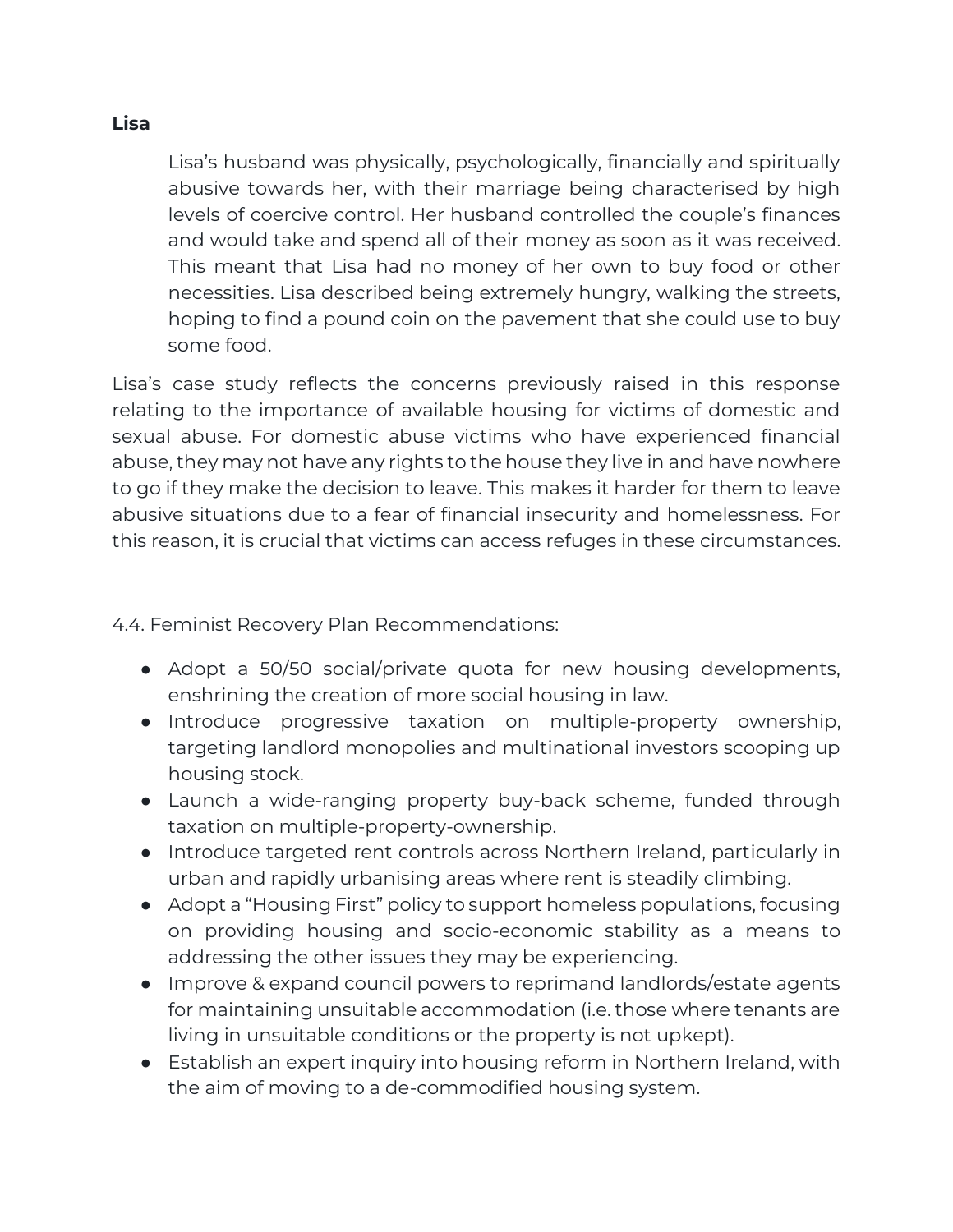**Lisa**

> Lisa's husband was physically, psychologically, financially and spiritually abusive towards her, with their marriage being characterised by high levels of coercive control. Her husband controlled the couple's finances and would take and spend all of their money as soon as it was received. This meant that Lisa had no money of her own to buy food or other necessities. Lisa described being extremely hungry, walking the streets, hoping to find a pound coin on the pavement that she could use to buy some food.

Lisa's case study reflects the concerns previously raised in this response relating to the importance of available housing for victims of domestic and sexual abuse. For domestic abuse victims who have experienced financial abuse, they may not have any rights to the house they live in and have nowhere to go if they make the decision to leave. This makes it harder for them to leave abusive situations due to a fear of financial insecurity and homelessness. For this reason, it is crucial that victims can access refuges in these circumstances.

4.4. Feminist Recovery Plan Recommendations:

- Adopt a 50/50 social/private quota for new housing developments, enshrining the creation of more social housing in law.
- Introduce progressive taxation on multiple-property ownership, targeting landlord monopolies and multinational investors scooping up housing stock.
- Launch a wide-ranging property buy-back scheme, funded through taxation on multiple-property-ownership.
- Introduce targeted rent controls across Northern Ireland, particularly in urban and rapidly urbanising areas where rent is steadily climbing.
- Adopt a "Housing First" policy to support homeless populations, focusing on providing housing and socio-economic stability as a means to addressing the other issues they may be experiencing.
- Improve & expand council powers to reprimand landlords/estate agents for maintaining unsuitable accommodation (i.e. those where tenants are living in unsuitable conditions or the property is not upkept).
- Establish an expert inquiry into housing reform in Northern Ireland, with the aim of moving to a de-commodified housing system.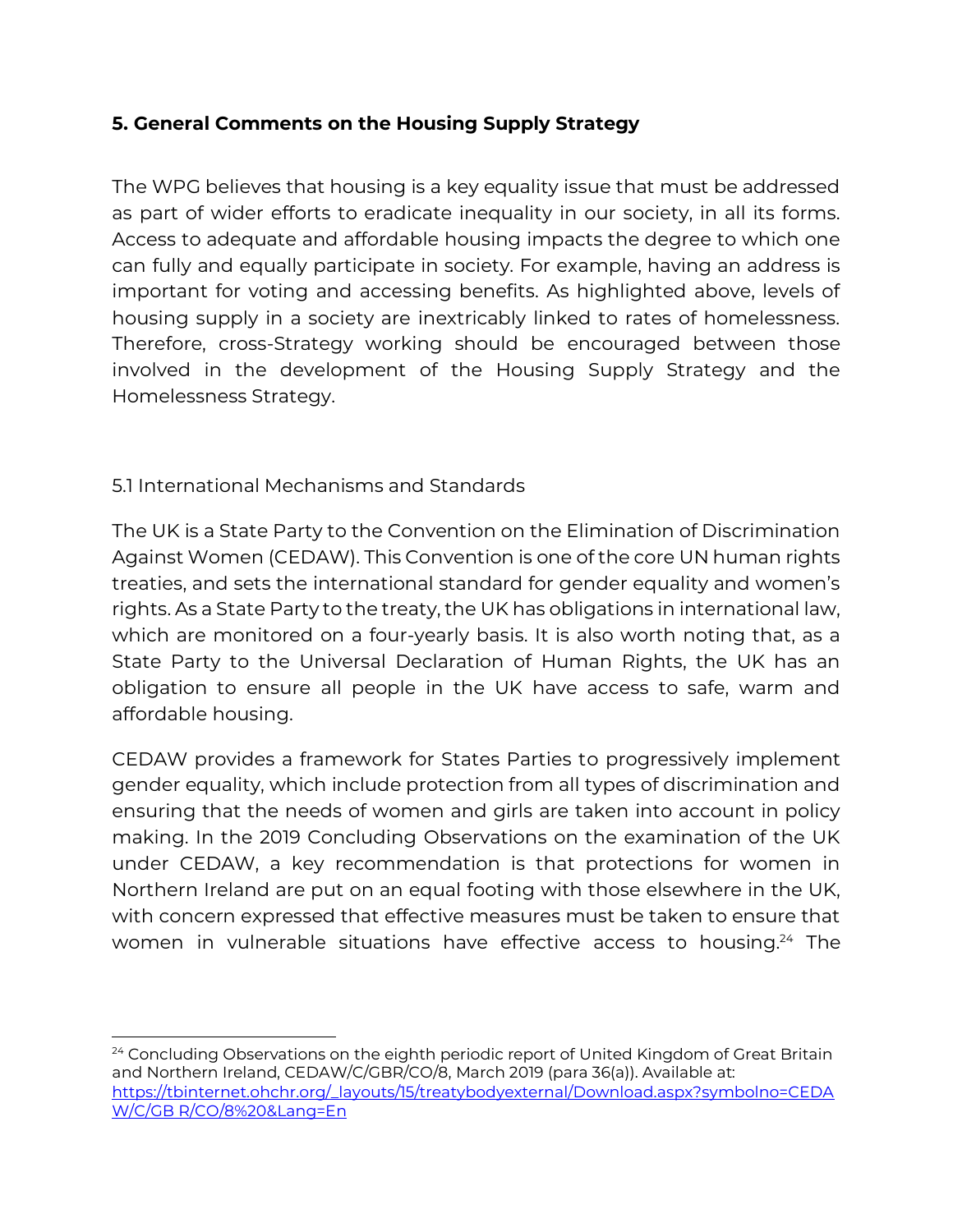## 5. General Comments on the Housing Supply Strategy

The WPG believes that housing is a key equality issue that must be addressed as part of wider efforts to eradicate inequality in our society, in all its forms. Access to adequate and affordable housing impacts the degree to which one can fully and equally participate in society. For example, having an address is important for voting and accessing benefits. As highlighted above, levels of housing supply in a society are inextricably linked to rates of homelessness. Therefore, cross-Strategy working should be encouraged between those involved in the development of the Housing Supply Strategy and the Homelessness Strategy.

### 5.1 International Mechanisms and Standards

The UK is a State Party to the Convention on the Elimination of Discrimination Against Women (CEDAW). This Convention is one of the core UN human rights treaties, and sets the international standard for gender equality and women's rights. As a State Party to the treaty, the UK has obligations in international law, which are monitored on a four-yearly basis. It is also worth noting that, as a State Party to the Universal Declaration of Human Rights, the UK has an obligation to ensure all people in the UK have access to safe, warm and affordable housing.

CEDAW provides a framework for States Parties to progressively implement gender equality, which include protection from all types of discrimination and ensuring that the needs of women and girls are taken into account in policy making. In the 2019 Concluding Observations on the examination of the UK under CEDAW, a key recommendation is that protections for women in Northern Ireland are put on an equal footing with those elsewhere in the UK, with concern expressed that effective measures must be taken to ensure that women in vulnerable situations have effective access to housing.[24] The

---

[24] Concluding Observations on the eighth periodic report of United Kingdom of Great Britain and Northern Ireland, CEDAW/C/GBR/CO/8, March 2019 (para 36(a)). Available at: https://tbinternet.ohchr.org/_layouts/15/treatybodyexternal/Download.aspx?symbolno=CEDAW/C/GB R/CO/8%20&Lang=En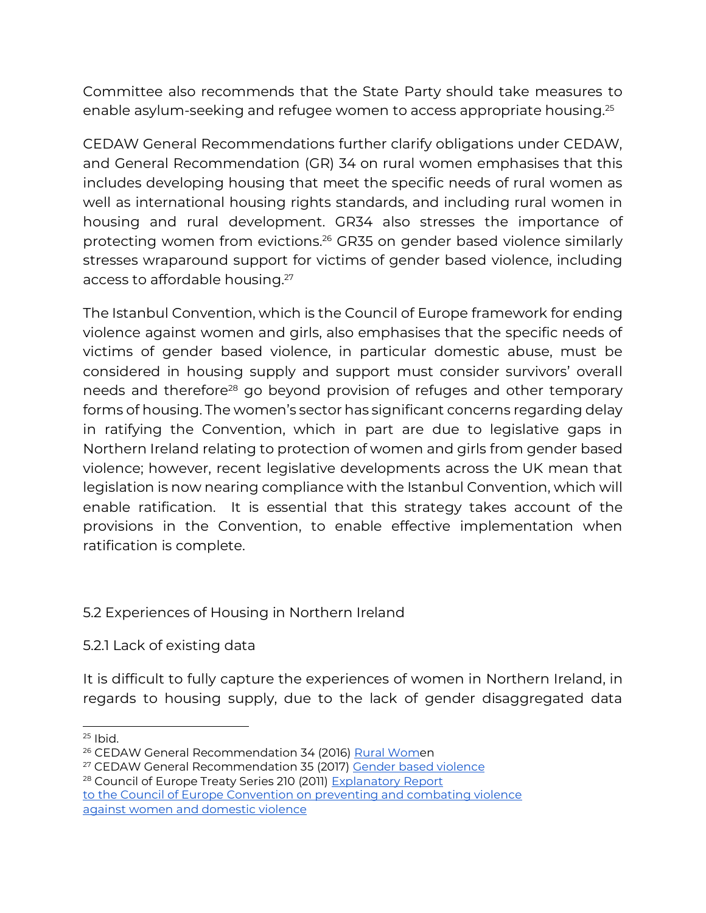Committee also recommends that the State Party should take measures to enable asylum-seeking and refugee women to access appropriate housing.[25]

CEDAW General Recommendations further clarify obligations under CEDAW, and General Recommendation (GR) 34 on rural women emphasises that this includes developing housing that meet the specific needs of rural women as well as international housing rights standards, and including rural women in housing and rural development. GR34 also stresses the importance of protecting women from evictions.[26] GR35 on gender based violence similarly stresses wraparound support for victims of gender based violence, including access to affordable housing.[27]

The Istanbul Convention, which is the Council of Europe framework for ending violence against women and girls, also emphasises that the specific needs of victims of gender based violence, in particular domestic abuse, must be considered in housing supply and support must consider survivors' overall needs and therefore[28] go beyond provision of refuges and other temporary forms of housing. The women's sector has significant concerns regarding delay in ratifying the Convention, which in part are due to legislative gaps in Northern Ireland relating to protection of women and girls from gender based violence; however, recent legislative developments across the UK mean that legislation is now nearing compliance with the Istanbul Convention, which will enable ratification. It is essential that this strategy takes account of the provisions in the Convention, to enable effective implementation when ratification is complete.

### 5.2 Experiences of Housing in Northern Ireland

#### 5.2.1 Lack of existing data

It is difficult to fully capture the experiences of women in Northern Ireland, in regards to housing supply, due to the lack of gender disaggregated data

---

[25] Ibid.

[26] CEDAW General Recommendation 34 (2016) Rural Women

[27] CEDAW General Recommendation 35 (2017) Gender based violence

[28] Council of Europe Treaty Series 210 (2011) Explanatory Report to the Council of Europe Convention on preventing and combating violence against women and domestic violence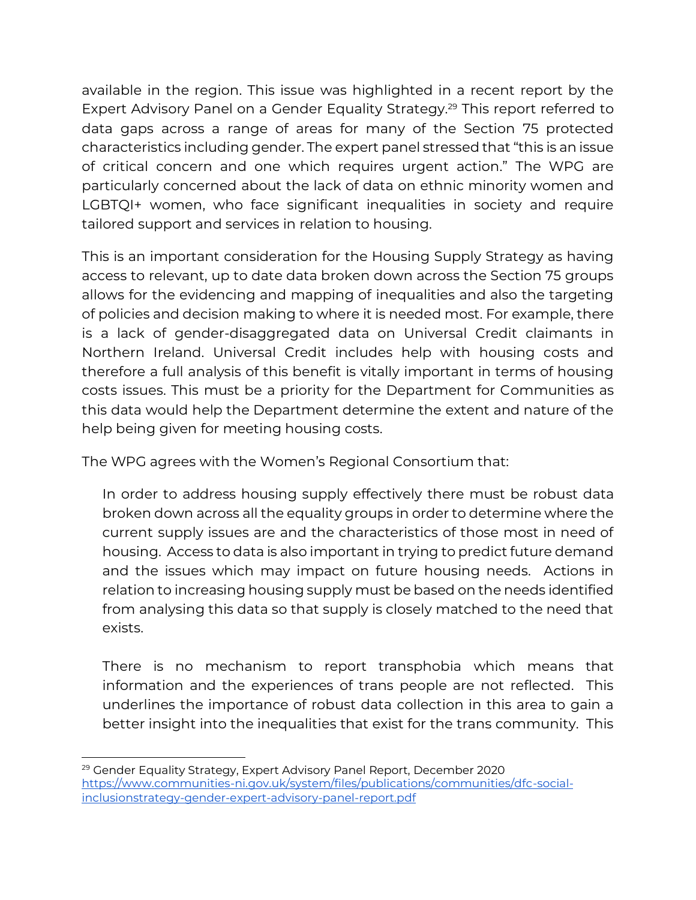available in the region. This issue was highlighted in a recent report by the Expert Advisory Panel on a Gender Equality Strategy.[29] This report referred to data gaps across a range of areas for many of the Section 75 protected characteristics including gender. The expert panel stressed that "this is an issue of critical concern and one which requires urgent action." The WPG are particularly concerned about the lack of data on ethnic minority women and LGBTQI+ women, who face significant inequalities in society and require tailored support and services in relation to housing.

This is an important consideration for the Housing Supply Strategy as having access to relevant, up to date data broken down across the Section 75 groups allows for the evidencing and mapping of inequalities and also the targeting of policies and decision making to where it is needed most. For example, there is a lack of gender-disaggregated data on Universal Credit claimants in Northern Ireland. Universal Credit includes help with housing costs and therefore a full analysis of this benefit is vitally important in terms of housing costs issues. This must be a priority for the Department for Communities as this data would help the Department determine the extent and nature of the help being given for meeting housing costs.

The WPG agrees with the Women's Regional Consortium that:

> In order to address housing supply effectively there must be robust data broken down across all the equality groups in order to determine where the current supply issues are and the characteristics of those most in need of housing. Access to data is also important in trying to predict future demand and the issues which may impact on future housing needs. Actions in relation to increasing housing supply must be based on the needs identified from analysing this data so that supply is closely matched to the need that exists.
>
> There is no mechanism to report transphobia which means that information and the experiences of trans people are not reflected. This underlines the importance of robust data collection in this area to gain a better insight into the inequalities that exist for the trans community. This

---

[29] Gender Equality Strategy, Expert Advisory Panel Report, December 2020 https://www.communities-ni.gov.uk/system/files/publications/communities/dfc-social-inclusionstrategy-gender-expert-advisory-panel-report.pdf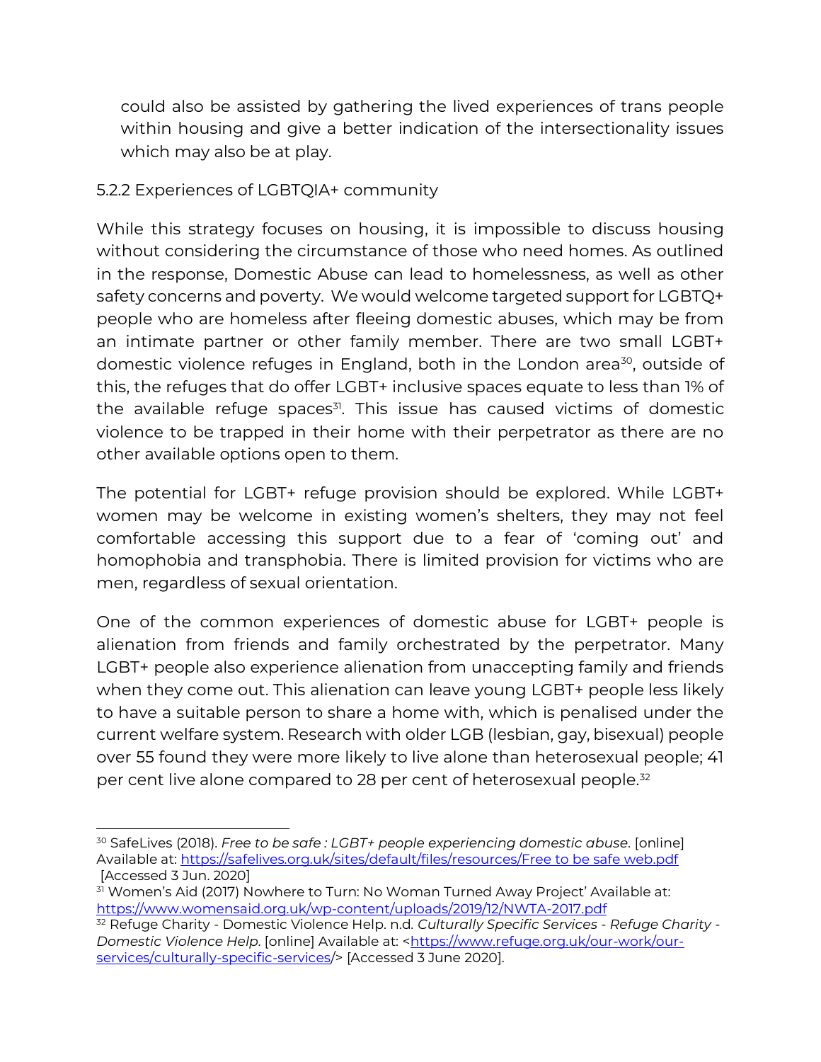could also be assisted by gathering the lived experiences of trans people within housing and give a better indication of the intersectionality issues which may also be at play.

### 5.2.2 Experiences of LGBTQIA+ community

While this strategy focuses on housing, it is impossible to discuss housing without considering the circumstance of those who need homes. As outlined in the response, Domestic Abuse can lead to homelessness, as well as other safety concerns and poverty. We would welcome targeted support for LGBTQ+ people who are homeless after fleeing domestic abuses, which may be from an intimate partner or other family member. There are two small LGBT+ domestic violence refuges in England, both in the London area[30], outside of this, the refuges that do offer LGBT+ inclusive spaces equate to less than 1% of the available refuge spaces[31]. This issue has caused victims of domestic violence to be trapped in their home with their perpetrator as there are no other available options open to them.

The potential for LGBT+ refuge provision should be explored. While LGBT+ women may be welcome in existing women's shelters, they may not feel comfortable accessing this support due to a fear of 'coming out' and homophobia and transphobia. There is limited provision for victims who are men, regardless of sexual orientation.

One of the common experiences of domestic abuse for LGBT+ people is alienation from friends and family orchestrated by the perpetrator. Many LGBT+ people also experience alienation from unaccepting family and friends when they come out. This alienation can leave young LGBT+ people less likely to have a suitable person to share a home with, which is penalised under the current welfare system. Research with older LGB (lesbian, gay, bisexual) people over 55 found they were more likely to live alone than heterosexual people; 41 per cent live alone compared to 28 per cent of heterosexual people.[32]

---

[30] SafeLives (2018). *Free to be safe : LGBT+ people experiencing domestic abuse*. [online] Available at: https://safelives.org.uk/sites/default/files/resources/Free to be safe web.pdf [Accessed 3 Jun. 2020]

[31] Women's Aid (2017) Nowhere to Turn: No Woman Turned Away Project' Available at: https://www.womensaid.org.uk/wp-content/uploads/2019/12/NWTA-2017.pdf

[32] Refuge Charity - Domestic Violence Help. n.d. *Culturally Specific Services - Refuge Charity - Domestic Violence Help*. [online] Available at: <https://www.refuge.org.uk/our-work/our-services/culturally-specific-services/> [Accessed 3 June 2020].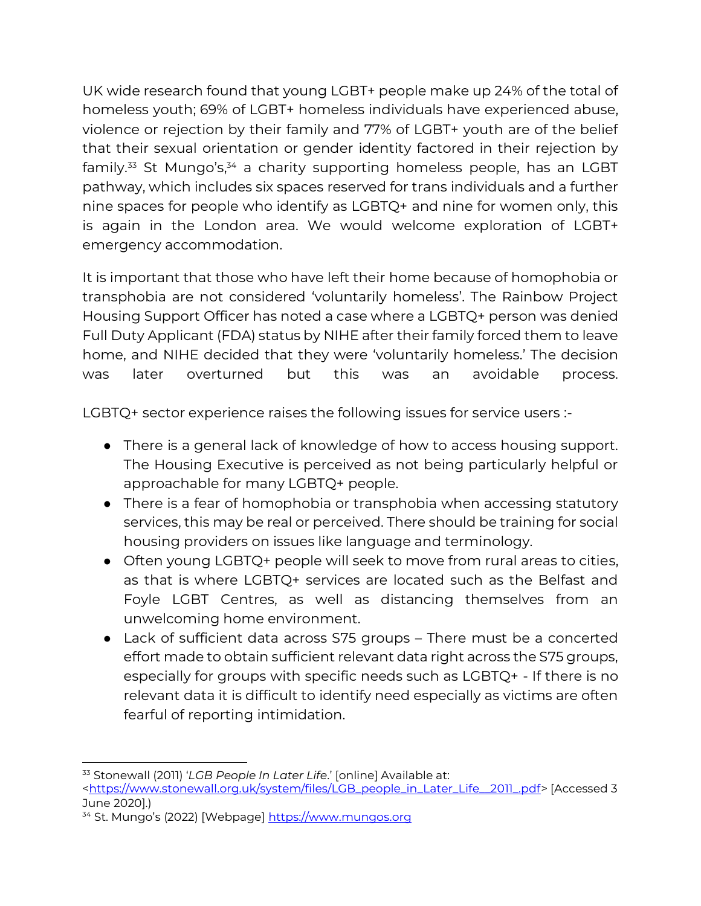UK wide research found that young LGBT+ people make up 24% of the total of homeless youth; 69% of LGBT+ homeless individuals have experienced abuse, violence or rejection by their family and 77% of LGBT+ youth are of the belief that their sexual orientation or gender identity factored in their rejection by family.[33] St Mungo's,[34] a charity supporting homeless people, has an LGBT pathway, which includes six spaces reserved for trans individuals and a further nine spaces for people who identify as LGBTQ+ and nine for women only, this is again in the London area. We would welcome exploration of LGBT+ emergency accommodation.

It is important that those who have left their home because of homophobia or transphobia are not considered 'voluntarily homeless'. The Rainbow Project Housing Support Officer has noted a case where a LGBTQ+ person was denied Full Duty Applicant (FDA) status by NIHE after their family forced them to leave home, and NIHE decided that they were 'voluntarily homeless.' The decision was later overturned but this was an avoidable process.

LGBTQ+ sector experience raises the following issues for service users :-

- There is a general lack of knowledge of how to access housing support. The Housing Executive is perceived as not being particularly helpful or approachable for many LGBTQ+ people.
- There is a fear of homophobia or transphobia when accessing statutory services, this may be real or perceived. There should be training for social housing providers on issues like language and terminology.
- Often young LGBTQ+ people will seek to move from rural areas to cities, as that is where LGBTQ+ services are located such as the Belfast and Foyle LGBT Centres, as well as distancing themselves from an unwelcoming home environment.
- Lack of sufficient data across S75 groups – There must be a concerted effort made to obtain sufficient relevant data right across the S75 groups, especially for groups with specific needs such as LGBTQ+ - If there is no relevant data it is difficult to identify need especially as victims are often fearful of reporting intimidation.

---

[33] Stonewall (2011) '*LGB People In Later Life*.' [online] Available at: <https://www.stonewall.org.uk/system/files/LGB_people_in_Later_Life__2011_.pdf> [Accessed 3 June 2020].)

[34] St. Mungo's (2022) [Webpage] https://www.mungos.org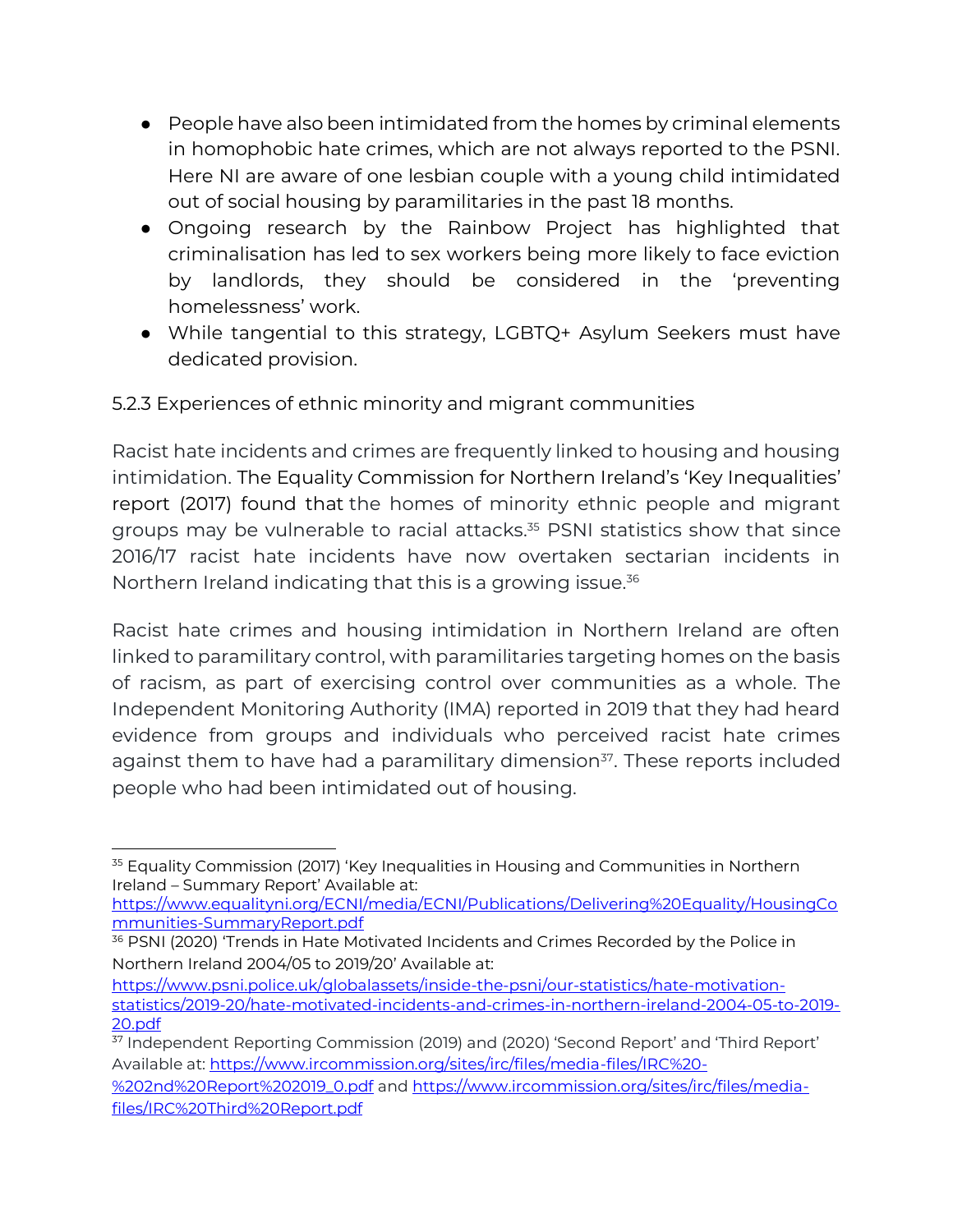- People have also been intimidated from the homes by criminal elements in homophobic hate crimes, which are not always reported to the PSNI. Here NI are aware of one lesbian couple with a young child intimidated out of social housing by paramilitaries in the past 18 months.
- Ongoing research by the Rainbow Project has highlighted that criminalisation has led to sex workers being more likely to face eviction by landlords, they should be considered in the 'preventing homelessness' work.
- While tangential to this strategy, LGBTQ+ Asylum Seekers must have dedicated provision.

#### 5.2.3 Experiences of ethnic minority and migrant communities

Racist hate incidents and crimes are frequently linked to housing and housing intimidation. The Equality Commission for Northern Ireland's 'Key Inequalities' report (2017) found that the homes of minority ethnic people and migrant groups may be vulnerable to racial attacks.[35] PSNI statistics show that since 2016/17 racist hate incidents have now overtaken sectarian incidents in Northern Ireland indicating that this is a growing issue.[36]

Racist hate crimes and housing intimidation in Northern Ireland are often linked to paramilitary control, with paramilitaries targeting homes on the basis of racism, as part of exercising control over communities as a whole. The Independent Monitoring Authority (IMA) reported in 2019 that they had heard evidence from groups and individuals who perceived racist hate crimes against them to have had a paramilitary dimension[37]. These reports included people who had been intimidated out of housing.

---

[35] Equality Commission (2017) 'Key Inequalities in Housing and Communities in Northern Ireland – Summary Report' Available at: https://www.equalityni.org/ECNI/media/ECNI/Publications/Delivering%20Equality/HousingCommunities-SummaryReport.pdf

[36] PSNI (2020) 'Trends in Hate Motivated Incidents and Crimes Recorded by the Police in Northern Ireland 2004/05 to 2019/20' Available at: https://www.psni.police.uk/globalassets/inside-the-psni/our-statistics/hate-motivation-statistics/2019-20/hate-motivated-incidents-and-crimes-in-northern-ireland-2004-05-to-2019-20.pdf

[37] Independent Reporting Commission (2019) and (2020) 'Second Report' and 'Third Report' Available at: https://www.ircommission.org/sites/irc/files/media-files/IRC%20-%202nd%20Report%202019_0.pdf and https://www.ircommission.org/sites/irc/files/media-files/IRC%20Third%20Report.pdf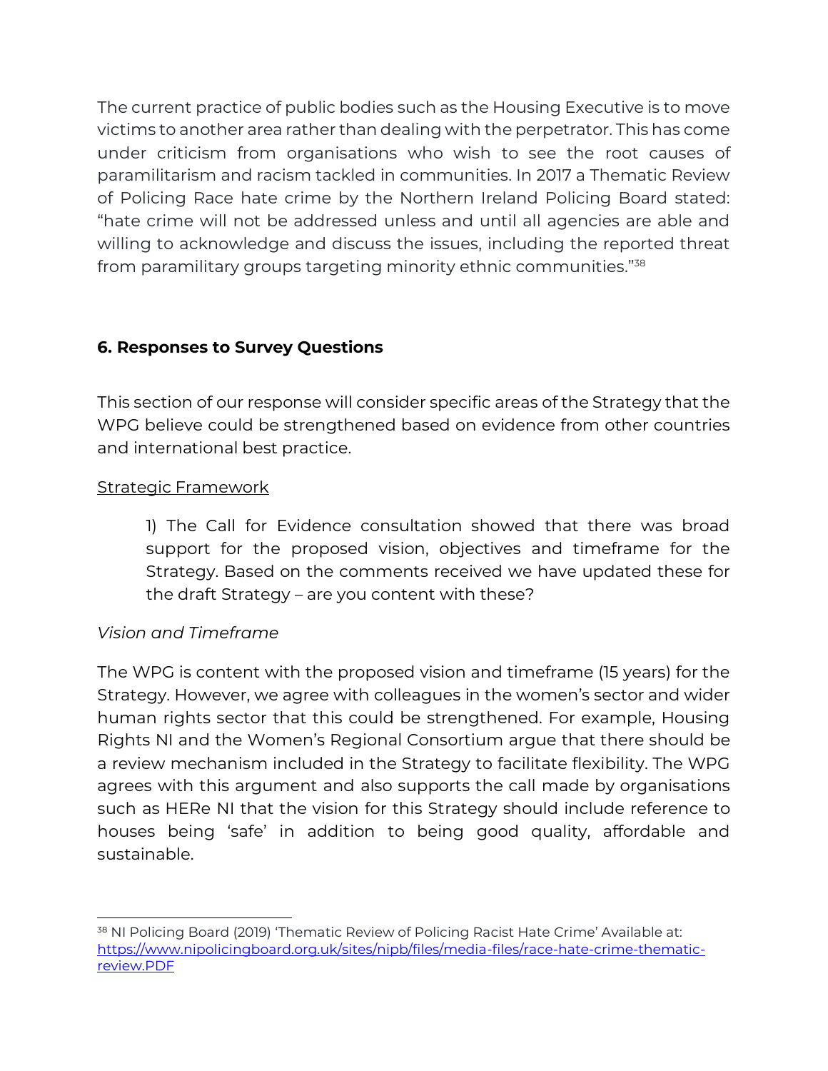The current practice of public bodies such as the Housing Executive is to move victims to another area rather than dealing with the perpetrator. This has come under criticism from organisations who wish to see the root causes of paramilitarism and racism tackled in communities. In 2017 a Thematic Review of Policing Race hate crime by the Northern Ireland Policing Board stated: "hate crime will not be addressed unless and until all agencies are able and willing to acknowledge and discuss the issues, including the reported threat from paramilitary groups targeting minority ethnic communities."[38]

## 6. Responses to Survey Questions

This section of our response will consider specific areas of the Strategy that the WPG believe could be strengthened based on evidence from other countries and international best practice.

Strategic Framework

> 1) The Call for Evidence consultation showed that there was broad support for the proposed vision, objectives and timeframe for the Strategy. Based on the comments received we have updated these for the draft Strategy – are you content with these?

*Vision and Timeframe*

The WPG is content with the proposed vision and timeframe (15 years) for the Strategy. However, we agree with colleagues in the women's sector and wider human rights sector that this could be strengthened. For example, Housing Rights NI and the Women's Regional Consortium argue that there should be a review mechanism included in the Strategy to facilitate flexibility. The WPG agrees with this argument and also supports the call made by organisations such as HERe NI that the vision for this Strategy should include reference to houses being 'safe' in addition to being good quality, affordable and sustainable.

---

[38] NI Policing Board (2019) 'Thematic Review of Policing Racist Hate Crime' Available at: https://www.nipolicingboard.org.uk/sites/nipb/files/media-files/race-hate-crime-thematic-review.PDF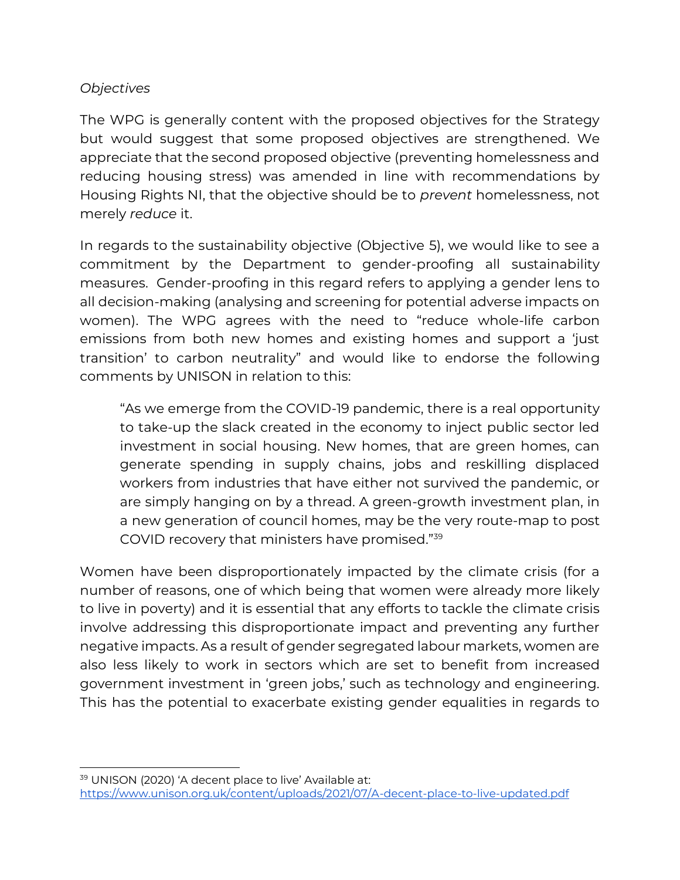*Objectives*

The WPG is generally content with the proposed objectives for the Strategy but would suggest that some proposed objectives are strengthened. We appreciate that the second proposed objective (preventing homelessness and reducing housing stress) was amended in line with recommendations by Housing Rights NI, that the objective should be to *prevent* homelessness, not merely *reduce* it.

In regards to the sustainability objective (Objective 5), we would like to see a commitment by the Department to gender-proofing all sustainability measures. Gender-proofing in this regard refers to applying a gender lens to all decision-making (analysing and screening for potential adverse impacts on women). The WPG agrees with the need to "reduce whole-life carbon emissions from both new homes and existing homes and support a 'just transition' to carbon neutrality" and would like to endorse the following comments by UNISON in relation to this:

> "As we emerge from the COVID-19 pandemic, there is a real opportunity to take-up the slack created in the economy to inject public sector led investment in social housing. New homes, that are green homes, can generate spending in supply chains, jobs and reskilling displaced workers from industries that have either not survived the pandemic, or are simply hanging on by a thread. A green-growth investment plan, in a new generation of council homes, may be the very route-map to post COVID recovery that ministers have promised."[39]

Women have been disproportionately impacted by the climate crisis (for a number of reasons, one of which being that women were already more likely to live in poverty) and it is essential that any efforts to tackle the climate crisis involve addressing this disproportionate impact and preventing any further negative impacts. As a result of gender segregated labour markets, women are also less likely to work in sectors which are set to benefit from increased government investment in 'green jobs,' such as technology and engineering. This has the potential to exacerbate existing gender equalities in regards to

---

[39] UNISON (2020) 'A decent place to live' Available at: https://www.unison.org.uk/content/uploads/2021/07/A-decent-place-to-live-updated.pdf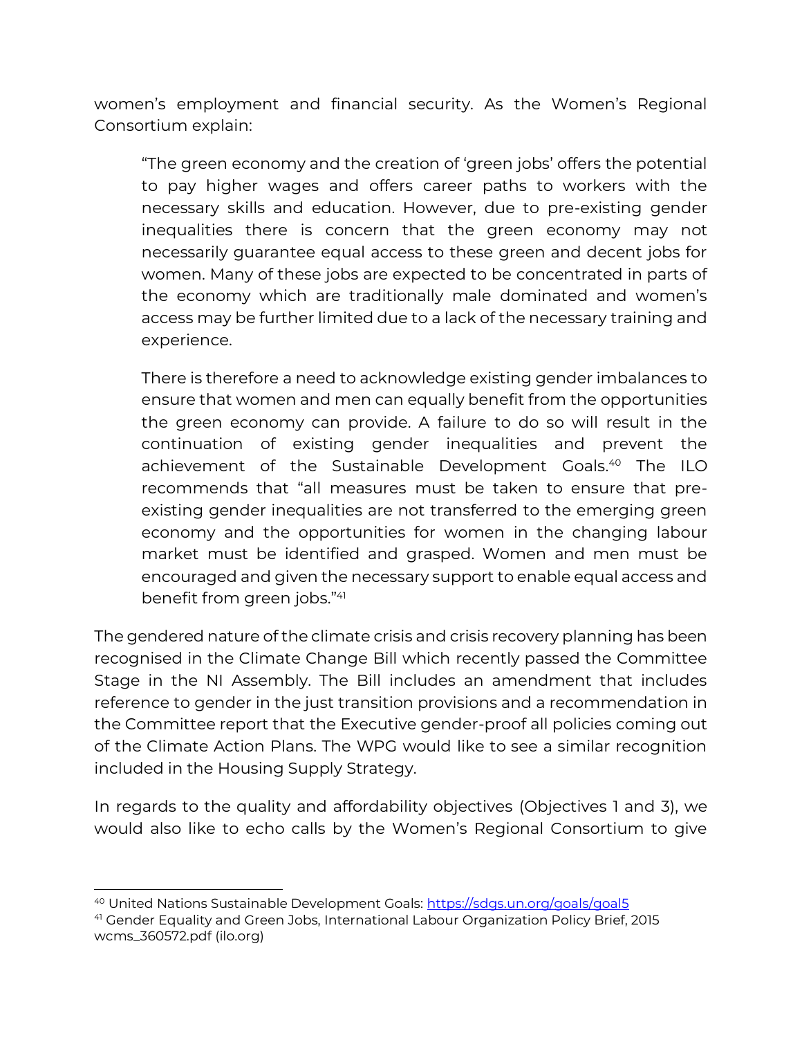women's employment and financial security. As the Women's Regional Consortium explain:

> "The green economy and the creation of 'green jobs' offers the potential to pay higher wages and offers career paths to workers with the necessary skills and education. However, due to pre-existing gender inequalities there is concern that the green economy may not necessarily guarantee equal access to these green and decent jobs for women. Many of these jobs are expected to be concentrated in parts of the economy which are traditionally male dominated and women's access may be further limited due to a lack of the necessary training and experience.
>
> There is therefore a need to acknowledge existing gender imbalances to ensure that women and men can equally benefit from the opportunities the green economy can provide. A failure to do so will result in the continuation of existing gender inequalities and prevent the achievement of the Sustainable Development Goals.[40] The ILO recommends that "all measures must be taken to ensure that pre-existing gender inequalities are not transferred to the emerging green economy and the opportunities for women in the changing labour market must be identified and grasped. Women and men must be encouraged and given the necessary support to enable equal access and benefit from green jobs."[41]

The gendered nature of the climate crisis and crisis recovery planning has been recognised in the Climate Change Bill which recently passed the Committee Stage in the NI Assembly. The Bill includes an amendment that includes reference to gender in the just transition provisions and a recommendation in the Committee report that the Executive gender-proof all policies coming out of the Climate Action Plans. The WPG would like to see a similar recognition included in the Housing Supply Strategy.

In regards to the quality and affordability objectives (Objectives 1 and 3), we would also like to echo calls by the Women's Regional Consortium to give

---

[40] United Nations Sustainable Development Goals: https://sdgs.un.org/goals/goal5

[41] Gender Equality and Green Jobs, International Labour Organization Policy Brief, 2015 wcms_360572.pdf (ilo.org)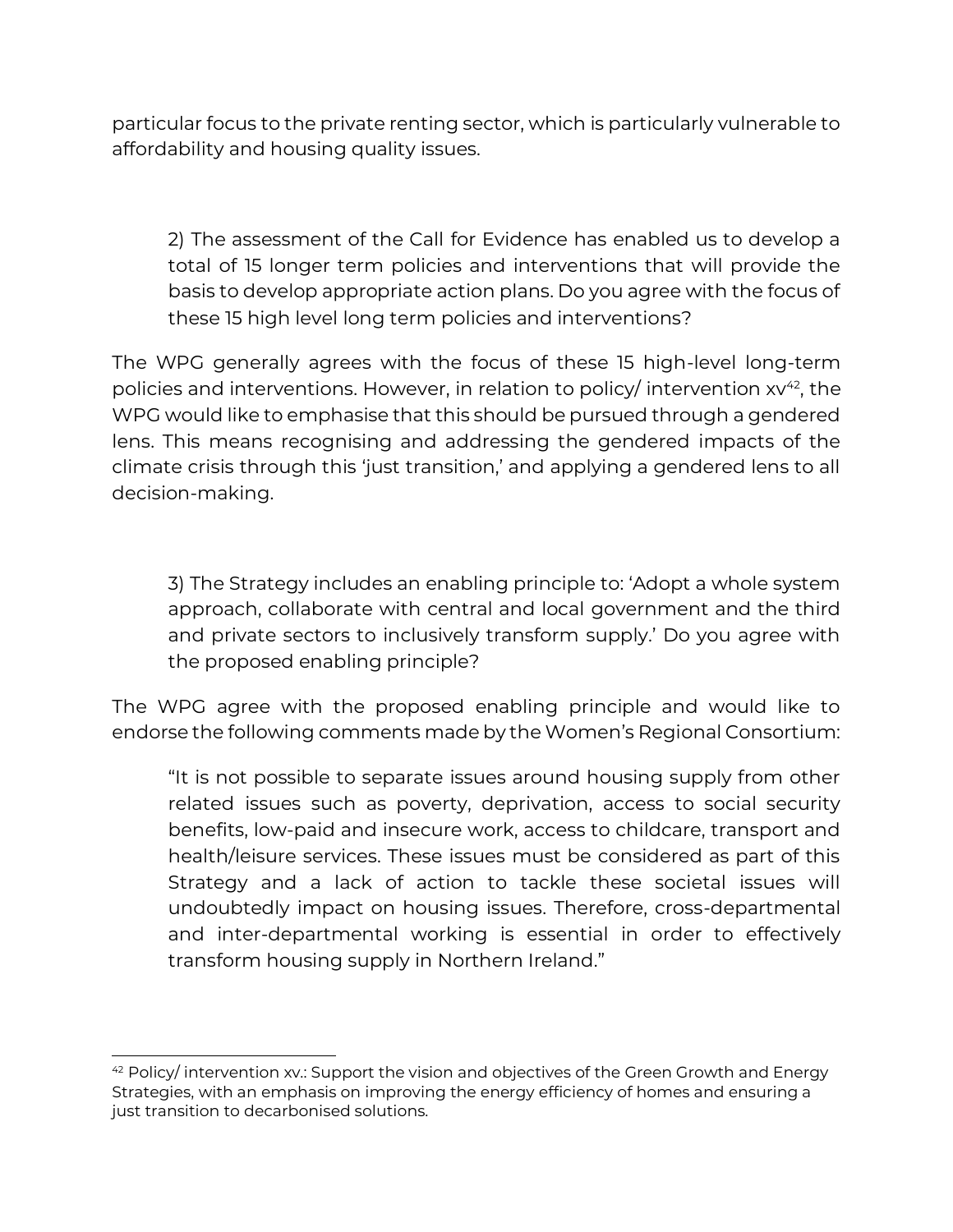particular focus to the private renting sector, which is particularly vulnerable to affordability and housing quality issues.

> 2) The assessment of the Call for Evidence has enabled us to develop a total of 15 longer term policies and interventions that will provide the basis to develop appropriate action plans. Do you agree with the focus of these 15 high level long term policies and interventions?

The WPG generally agrees with the focus of these 15 high-level long-term policies and interventions. However, in relation to policy/ intervention xv[42], the WPG would like to emphasise that this should be pursued through a gendered lens. This means recognising and addressing the gendered impacts of the climate crisis through this 'just transition,' and applying a gendered lens to all decision-making.

> 3) The Strategy includes an enabling principle to: 'Adopt a whole system approach, collaborate with central and local government and the third and private sectors to inclusively transform supply.' Do you agree with the proposed enabling principle?

The WPG agree with the proposed enabling principle and would like to endorse the following comments made by the Women's Regional Consortium:

> "It is not possible to separate issues around housing supply from other related issues such as poverty, deprivation, access to social security benefits, low-paid and insecure work, access to childcare, transport and health/leisure services. These issues must be considered as part of this Strategy and a lack of action to tackle these societal issues will undoubtedly impact on housing issues. Therefore, cross-departmental and inter-departmental working is essential in order to effectively transform housing supply in Northern Ireland."

---

[42] Policy/ intervention xv.: Support the vision and objectives of the Green Growth and Energy Strategies, with an emphasis on improving the energy efficiency of homes and ensuring a just transition to decarbonised solutions.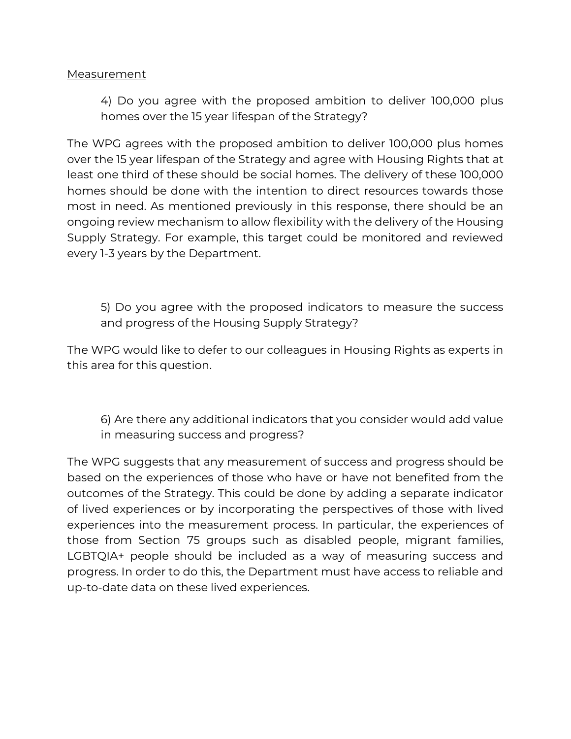<u>Measurement</u>

> 4) Do you agree with the proposed ambition to deliver 100,000 plus homes over the 15 year lifespan of the Strategy?

The WPG agrees with the proposed ambition to deliver 100,000 plus homes over the 15 year lifespan of the Strategy and agree with Housing Rights that at least one third of these should be social homes. The delivery of these 100,000 homes should be done with the intention to direct resources towards those most in need. As mentioned previously in this response, there should be an ongoing review mechanism to allow flexibility with the delivery of the Housing Supply Strategy. For example, this target could be monitored and reviewed every 1-3 years by the Department.

> 5) Do you agree with the proposed indicators to measure the success and progress of the Housing Supply Strategy?

The WPG would like to defer to our colleagues in Housing Rights as experts in this area for this question.

> 6) Are there any additional indicators that you consider would add value in measuring success and progress?

The WPG suggests that any measurement of success and progress should be based on the experiences of those who have or have not benefited from the outcomes of the Strategy. This could be done by adding a separate indicator of lived experiences or by incorporating the perspectives of those with lived experiences into the measurement process. In particular, the experiences of those from Section 75 groups such as disabled people, migrant families, LGBTQIA+ people should be included as a way of measuring success and progress. In order to do this, the Department must have access to reliable and up-to-date data on these lived experiences.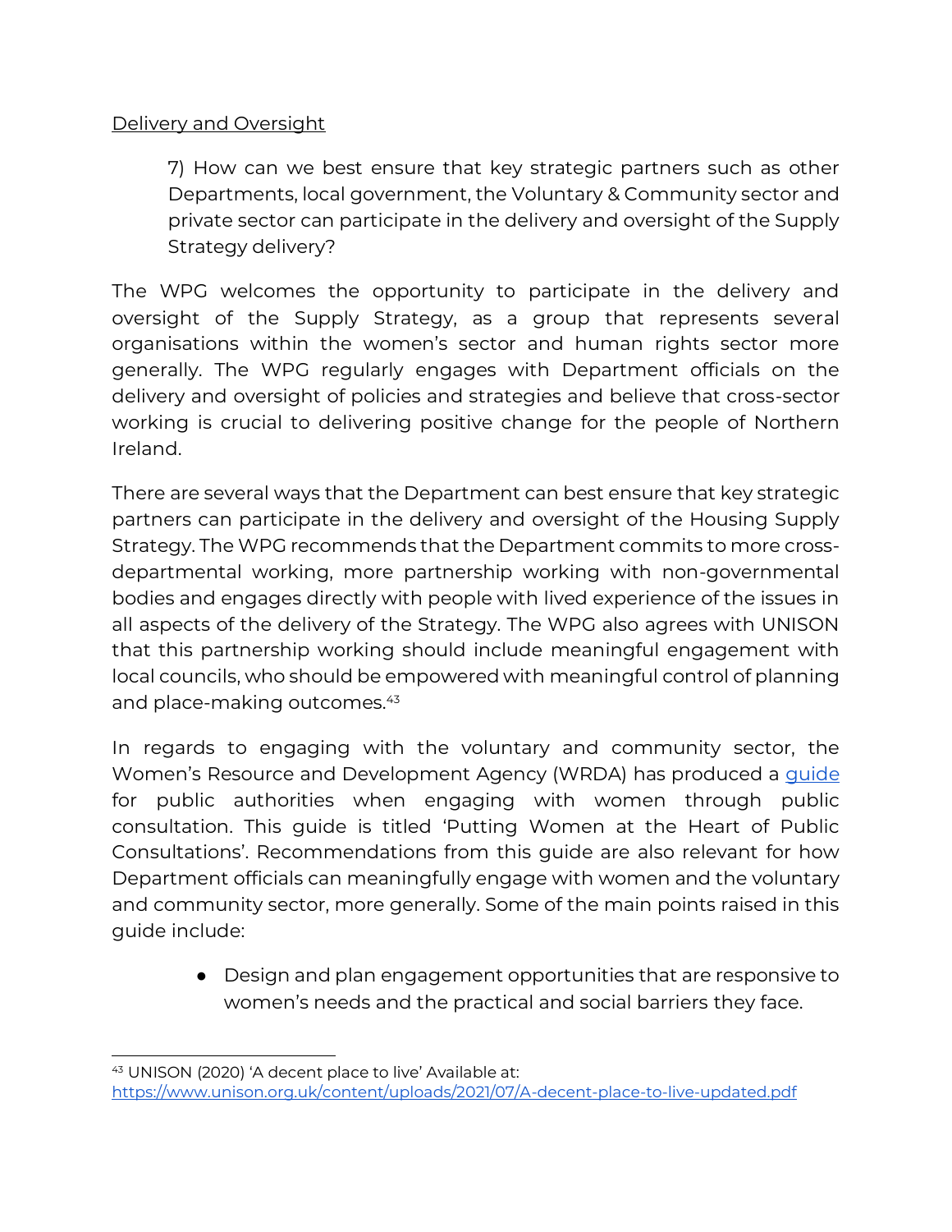Delivery and Oversight

> 7) How can we best ensure that key strategic partners such as other Departments, local government, the Voluntary & Community sector and private sector can participate in the delivery and oversight of the Supply Strategy delivery?

The WPG welcomes the opportunity to participate in the delivery and oversight of the Supply Strategy, as a group that represents several organisations within the women's sector and human rights sector more generally. The WPG regularly engages with Department officials on the delivery and oversight of policies and strategies and believe that cross-sector working is crucial to delivering positive change for the people of Northern Ireland.

There are several ways that the Department can best ensure that key strategic partners can participate in the delivery and oversight of the Housing Supply Strategy. The WPG recommends that the Department commits to more cross-departmental working, more partnership working with non-governmental bodies and engages directly with people with lived experience of the issues in all aspects of the delivery of the Strategy. The WPG also agrees with UNISON that this partnership working should include meaningful engagement with local councils, who should be empowered with meaningful control of planning and place-making outcomes.[43]

In regards to engaging with the voluntary and community sector, the Women's Resource and Development Agency (WRDA) has produced a guide for public authorities when engaging with women through public consultation. This guide is titled 'Putting Women at the Heart of Public Consultations'. Recommendations from this guide are also relevant for how Department officials can meaningfully engage with women and the voluntary and community sector, more generally. Some of the main points raised in this guide include:

- Design and plan engagement opportunities that are responsive to women's needs and the practical and social barriers they face.

---

[43] UNISON (2020) 'A decent place to live' Available at: https://www.unison.org.uk/content/uploads/2021/07/A-decent-place-to-live-updated.pdf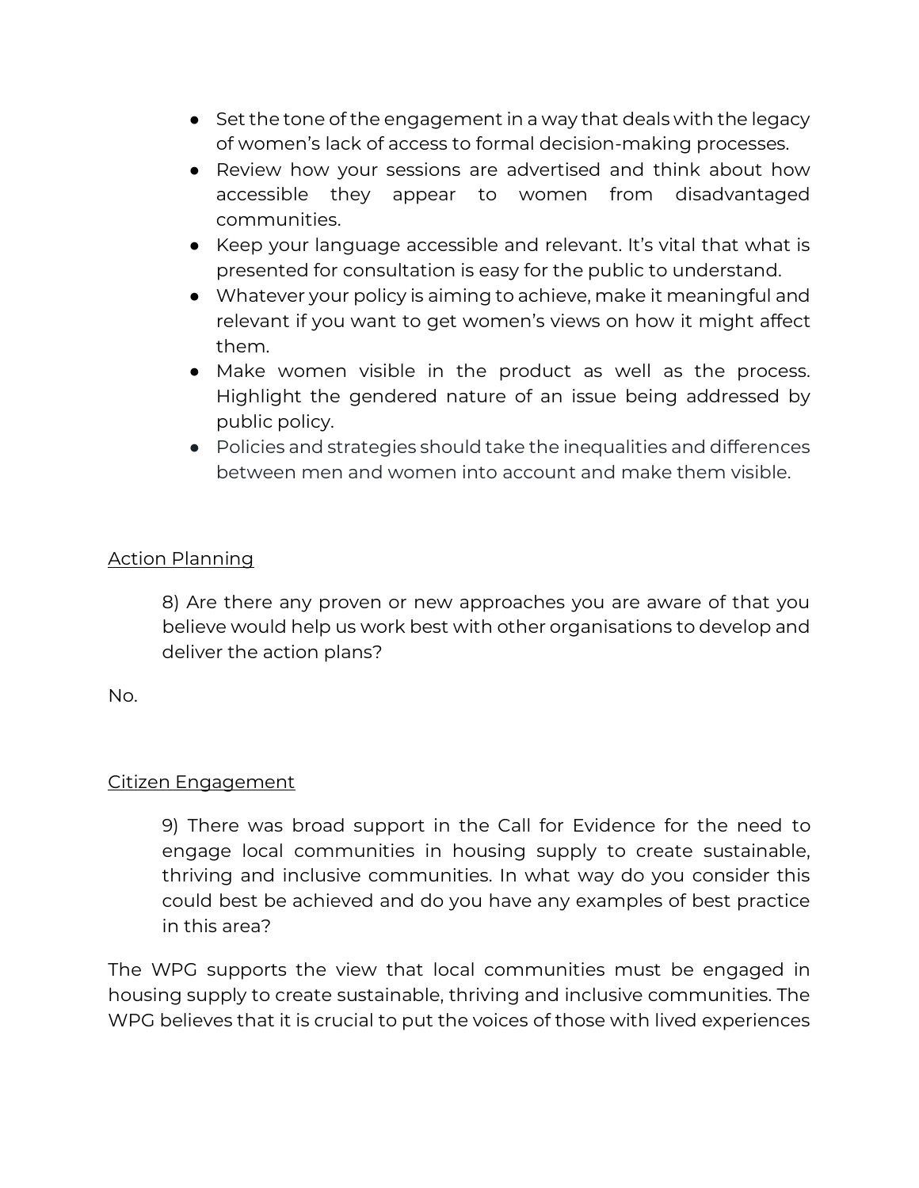- Set the tone of the engagement in a way that deals with the legacy of women's lack of access to formal decision-making processes.
- Review how your sessions are advertised and think about how accessible they appear to women from disadvantaged communities.
- Keep your language accessible and relevant. It's vital that what is presented for consultation is easy for the public to understand.
- Whatever your policy is aiming to achieve, make it meaningful and relevant if you want to get women's views on how it might affect them.
- Make women visible in the product as well as the process. Highlight the gendered nature of an issue being addressed by public policy.
- Policies and strategies should take the inequalities and differences between men and women into account and make them visible.

<u>Action Planning</u>

> 8) Are there any proven or new approaches you are aware of that you believe would help us work best with other organisations to develop and deliver the action plans?

No.

<u>Citizen Engagement</u>

> 9) There was broad support in the Call for Evidence for the need to engage local communities in housing supply to create sustainable, thriving and inclusive communities. In what way do you consider this could best be achieved and do you have any examples of best practice in this area?

The WPG supports the view that local communities must be engaged in housing supply to create sustainable, thriving and inclusive communities. The WPG believes that it is crucial to put the voices of those with lived experiences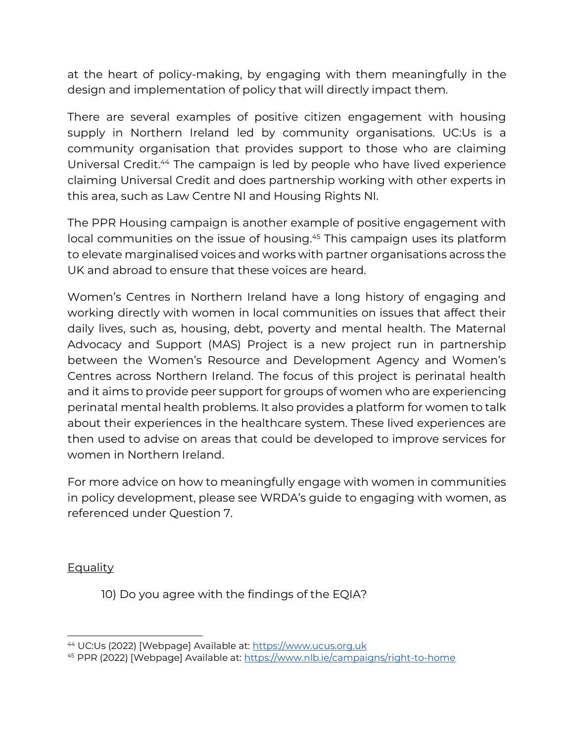at the heart of policy-making, by engaging with them meaningfully in the design and implementation of policy that will directly impact them.

There are several examples of positive citizen engagement with housing supply in Northern Ireland led by community organisations. UC:Us is a community organisation that provides support to those who are claiming Universal Credit.[44] The campaign is led by people who have lived experience claiming Universal Credit and does partnership working with other experts in this area, such as Law Centre NI and Housing Rights NI.

The PPR Housing campaign is another example of positive engagement with local communities on the issue of housing.[45] This campaign uses its platform to elevate marginalised voices and works with partner organisations across the UK and abroad to ensure that these voices are heard.

Women's Centres in Northern Ireland have a long history of engaging and working directly with women in local communities on issues that affect their daily lives, such as, housing, debt, poverty and mental health. The Maternal Advocacy and Support (MAS) Project is a new project run in partnership between the Women's Resource and Development Agency and Women's Centres across Northern Ireland. The focus of this project is perinatal health and it aims to provide peer support for groups of women who are experiencing perinatal mental health problems. It also provides a platform for women to talk about their experiences in the healthcare system. These lived experiences are then used to advise on areas that could be developed to improve services for women in Northern Ireland.

For more advice on how to meaningfully engage with women in communities in policy development, please see WRDA's guide to engaging with women, as referenced under Question 7.

<u>Equality</u>

10) Do you agree with the findings of the EQIA?

---

[44] UC:Us (2022) [Webpage] Available at: https://www.ucus.org.uk

[45] PPR (2022) [Webpage] Available at: https://www.nlb.ie/campaigns/right-to-home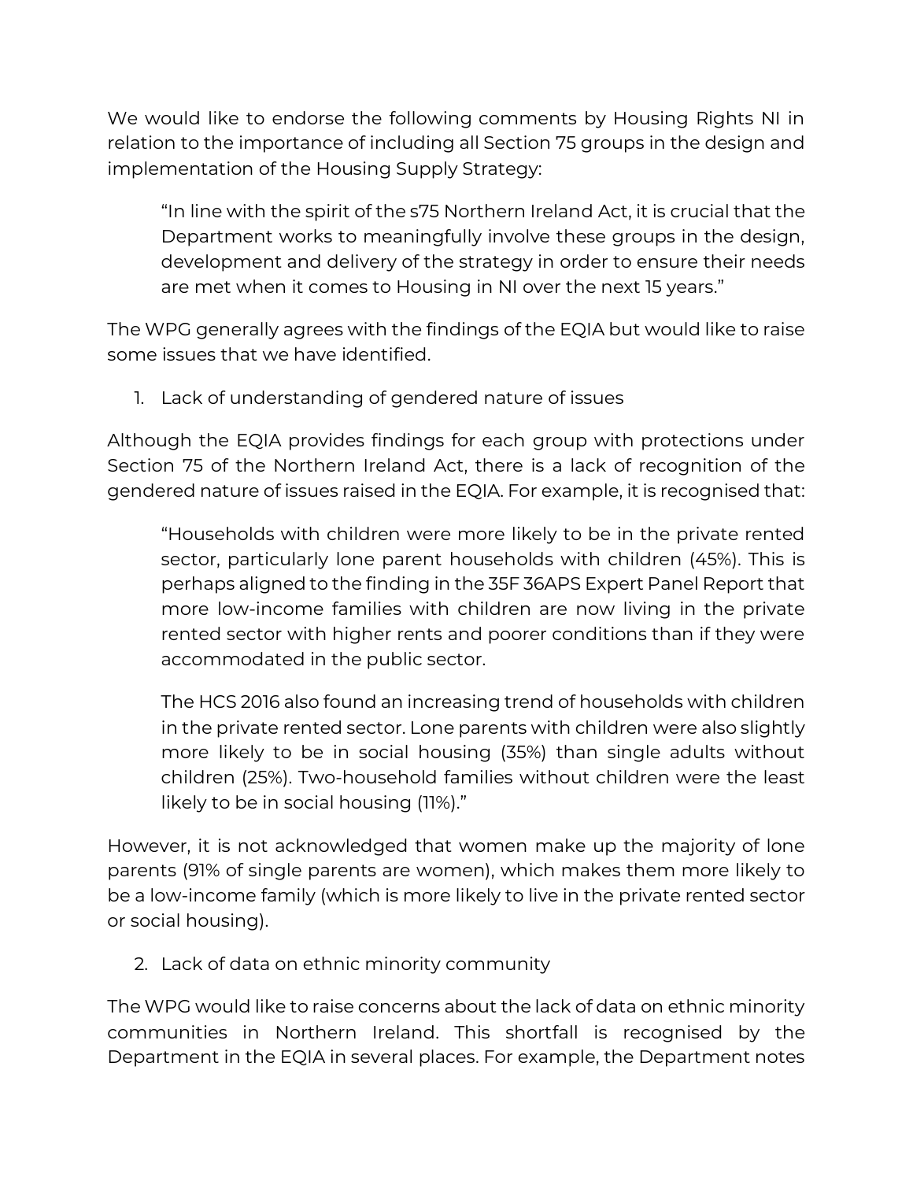We would like to endorse the following comments by Housing Rights NI in relation to the importance of including all Section 75 groups in the design and implementation of the Housing Supply Strategy:

> "In line with the spirit of the s75 Northern Ireland Act, it is crucial that the Department works to meaningfully involve these groups in the design, development and delivery of the strategy in order to ensure their needs are met when it comes to Housing in NI over the next 15 years."

The WPG generally agrees with the findings of the EQIA but would like to raise some issues that we have identified.

1. Lack of understanding of gendered nature of issues

Although the EQIA provides findings for each group with protections under Section 75 of the Northern Ireland Act, there is a lack of recognition of the gendered nature of issues raised in the EQIA. For example, it is recognised that:

> "Households with children were more likely to be in the private rented sector, particularly lone parent households with children (45%). This is perhaps aligned to the finding in the 35F 36APS Expert Panel Report that more low-income families with children are now living in the private rented sector with higher rents and poorer conditions than if they were accommodated in the public sector.
>
> The HCS 2016 also found an increasing trend of households with children in the private rented sector. Lone parents with children were also slightly more likely to be in social housing (35%) than single adults without children (25%). Two-household families without children were the least likely to be in social housing (11%)."

However, it is not acknowledged that women make up the majority of lone parents (91% of single parents are women), which makes them more likely to be a low-income family (which is more likely to live in the private rented sector or social housing).

2. Lack of data on ethnic minority community

The WPG would like to raise concerns about the lack of data on ethnic minority communities in Northern Ireland. This shortfall is recognised by the Department in the EQIA in several places. For example, the Department notes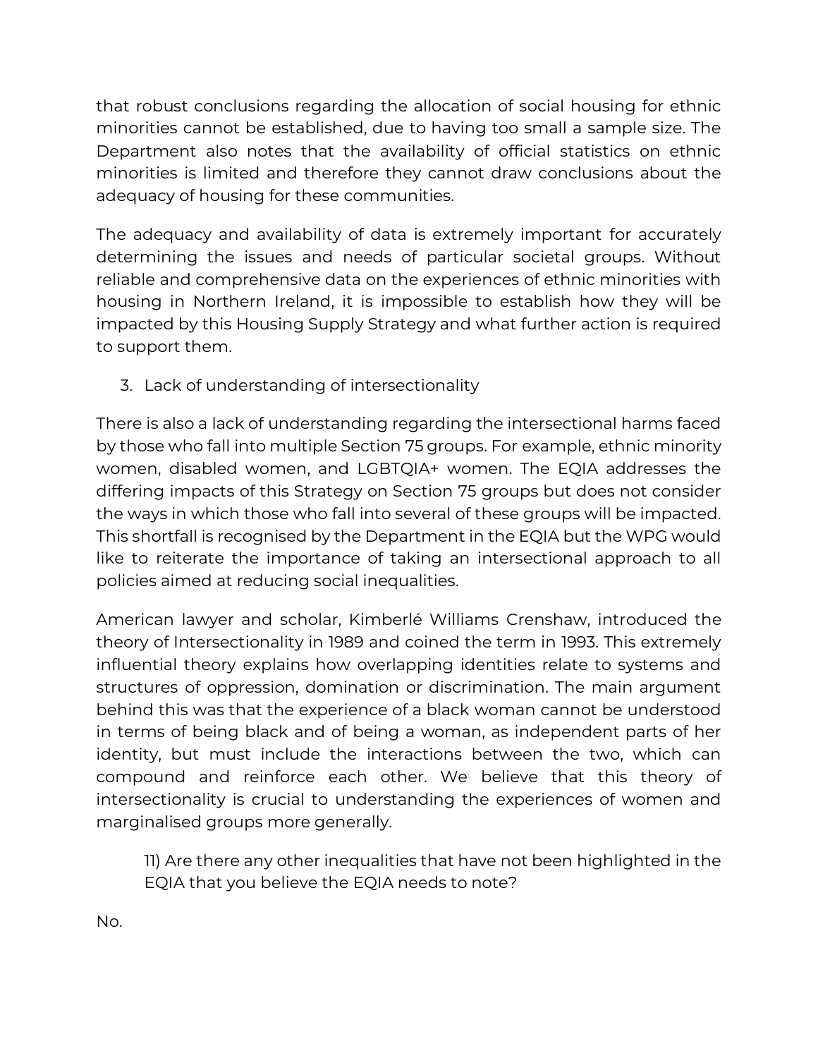that robust conclusions regarding the allocation of social housing for ethnic minorities cannot be established, due to having too small a sample size. The Department also notes that the availability of official statistics on ethnic minorities is limited and therefore they cannot draw conclusions about the adequacy of housing for these communities.

The adequacy and availability of data is extremely important for accurately determining the issues and needs of particular societal groups. Without reliable and comprehensive data on the experiences of ethnic minorities with housing in Northern Ireland, it is impossible to establish how they will be impacted by this Housing Supply Strategy and what further action is required to support them.

3. Lack of understanding of intersectionality

There is also a lack of understanding regarding the intersectional harms faced by those who fall into multiple Section 75 groups. For example, ethnic minority women, disabled women, and LGBTQIA+ women. The EQIA addresses the differing impacts of this Strategy on Section 75 groups but does not consider the ways in which those who fall into several of these groups will be impacted. This shortfall is recognised by the Department in the EQIA but the WPG would like to reiterate the importance of taking an intersectional approach to all policies aimed at reducing social inequalities.

American lawyer and scholar, Kimberlé Williams Crenshaw, introduced the theory of Intersectionality in 1989 and coined the term in 1993. This extremely influential theory explains how overlapping identities relate to systems and structures of oppression, domination or discrimination. The main argument behind this was that the experience of a black woman cannot be understood in terms of being black and of being a woman, as independent parts of her identity, but must include the interactions between the two, which can compound and reinforce each other. We believe that this theory of intersectionality is crucial to understanding the experiences of women and marginalised groups more generally.

> 11) Are there any other inequalities that have not been highlighted in the EQIA that you believe the EQIA needs to note?

No.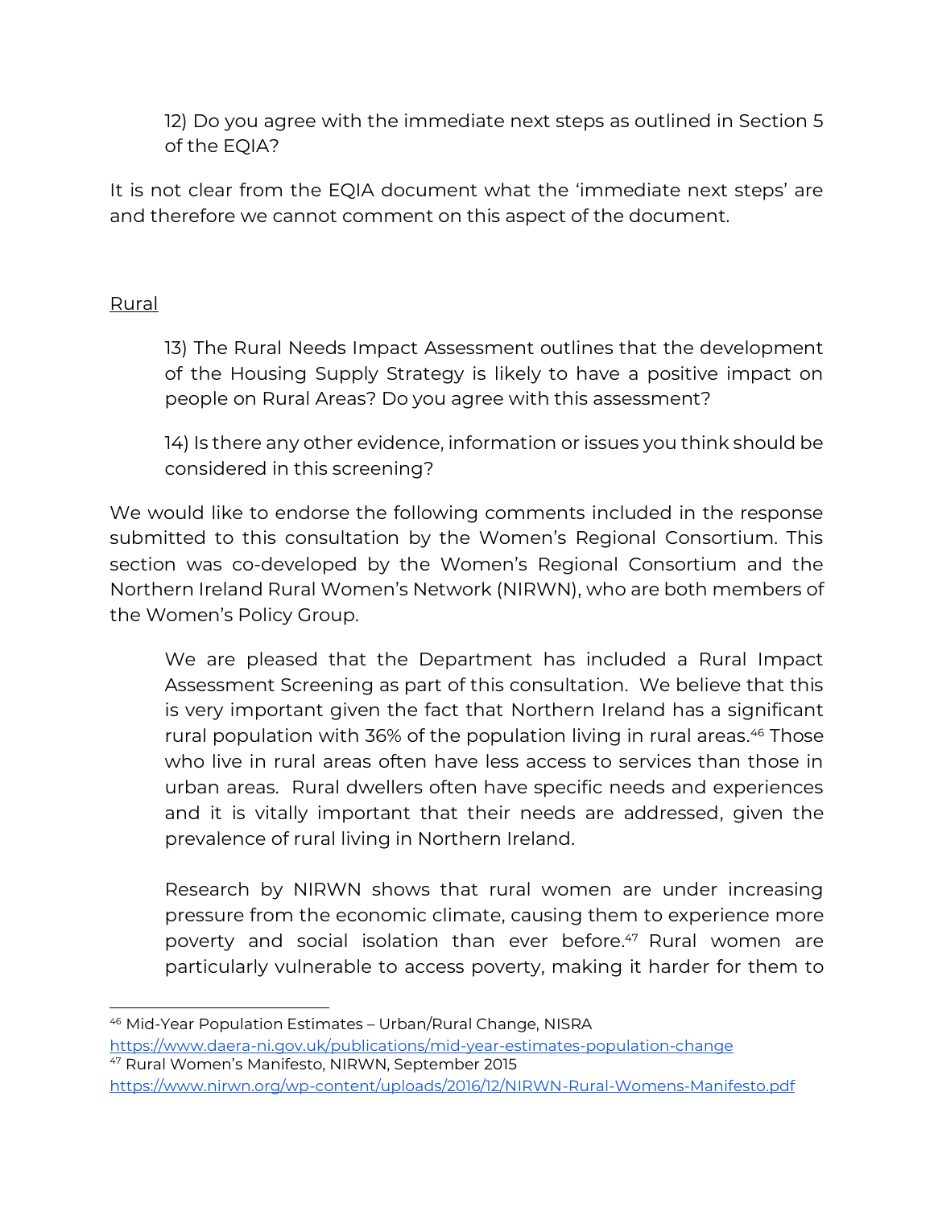> 12) Do you agree with the immediate next steps as outlined in Section 5 of the EQIA?

It is not clear from the EQIA document what the 'immediate next steps' are and therefore we cannot comment on this aspect of the document.

<u>Rural</u>

> 13) The Rural Needs Impact Assessment outlines that the development of the Housing Supply Strategy is likely to have a positive impact on people on Rural Areas? Do you agree with this assessment?
>
> 14) Is there any other evidence, information or issues you think should be considered in this screening?

We would like to endorse the following comments included in the response submitted to this consultation by the Women's Regional Consortium. This section was co-developed by the Women's Regional Consortium and the Northern Ireland Rural Women's Network (NIRWN), who are both members of the Women's Policy Group.

> We are pleased that the Department has included a Rural Impact Assessment Screening as part of this consultation. We believe that this is very important given the fact that Northern Ireland has a significant rural population with 36% of the population living in rural areas.[46] Those who live in rural areas often have less access to services than those in urban areas. Rural dwellers often have specific needs and experiences and it is vitally important that their needs are addressed, given the prevalence of rural living in Northern Ireland.
>
> Research by NIRWN shows that rural women are under increasing pressure from the economic climate, causing them to experience more poverty and social isolation than ever before.[47] Rural women are particularly vulnerable to access poverty, making it harder for them to

---

[46] Mid-Year Population Estimates – Urban/Rural Change, NISRA https://www.daera-ni.gov.uk/publications/mid-year-estimates-population-change

[47] Rural Women's Manifesto, NIRWN, September 2015 https://www.nirwn.org/wp-content/uploads/2016/12/NIRWN-Rural-Womens-Manifesto.pdf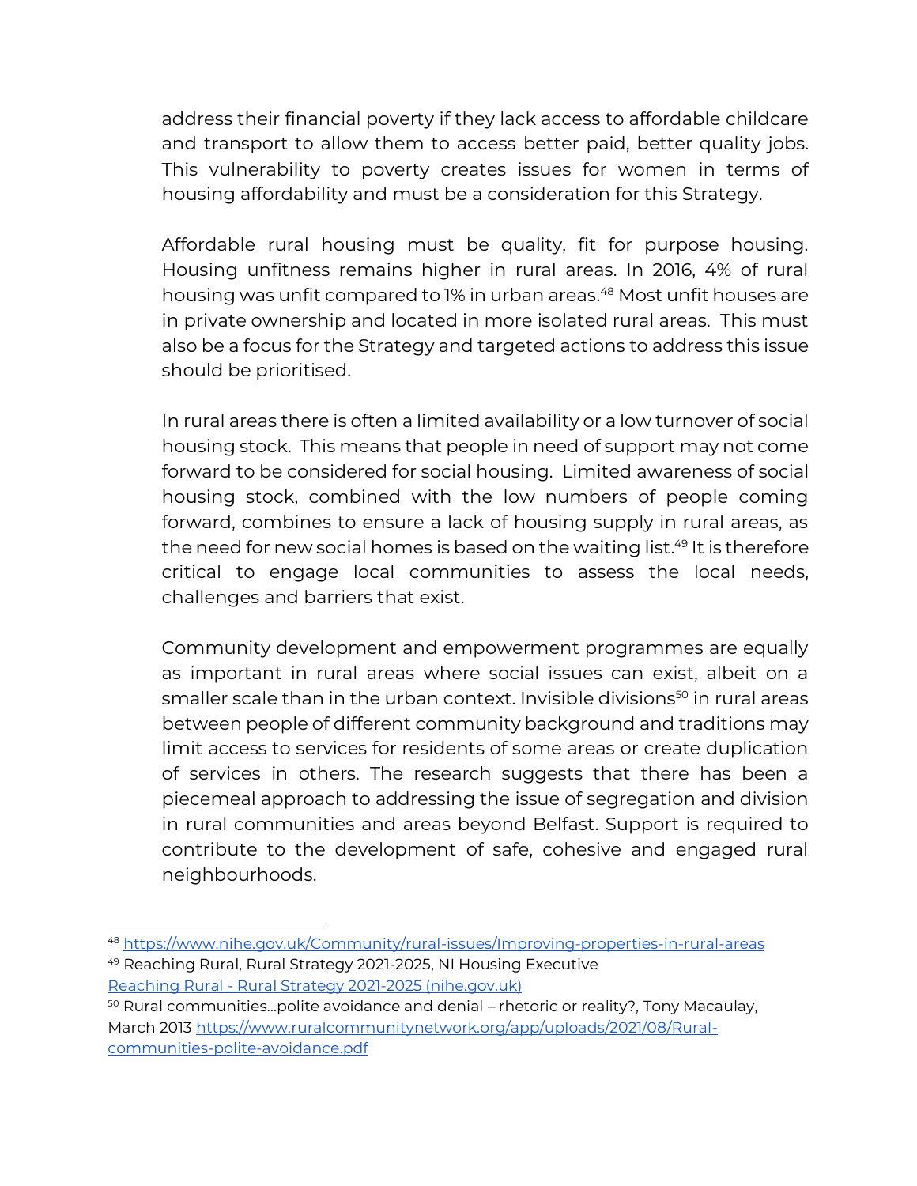address their financial poverty if they lack access to affordable childcare and transport to allow them to access better paid, better quality jobs. This vulnerability to poverty creates issues for women in terms of housing affordability and must be a consideration for this Strategy.

Affordable rural housing must be quality, fit for purpose housing. Housing unfitness remains higher in rural areas. In 2016, 4% of rural housing was unfit compared to 1% in urban areas.[48] Most unfit houses are in private ownership and located in more isolated rural areas. This must also be a focus for the Strategy and targeted actions to address this issue should be prioritised.

In rural areas there is often a limited availability or a low turnover of social housing stock. This means that people in need of support may not come forward to be considered for social housing. Limited awareness of social housing stock, combined with the low numbers of people coming forward, combines to ensure a lack of housing supply in rural areas, as the need for new social homes is based on the waiting list.[49] It is therefore critical to engage local communities to assess the local needs, challenges and barriers that exist.

Community development and empowerment programmes are equally as important in rural areas where social issues can exist, albeit on a smaller scale than in the urban context. Invisible divisions[50] in rural areas between people of different community background and traditions may limit access to services for residents of some areas or create duplication of services in others. The research suggests that there has been a piecemeal approach to addressing the issue of segregation and division in rural communities and areas beyond Belfast. Support is required to contribute to the development of safe, cohesive and engaged rural neighbourhoods.

---

[48] https://www.nihe.gov.uk/Community/rural-issues/Improving-properties-in-rural-areas

[49] Reaching Rural, Rural Strategy 2021-2025, NI Housing Executive [Reaching Rural - Rural Strategy 2021-2025 (nihe.gov.uk)]

[50] Rural communities…polite avoidance and denial – rhetoric or reality?, Tony Macaulay, March 2013 https://www.ruralcommunitynetwork.org/app/uploads/2021/08/Rural-communities-polite-avoidance.pdf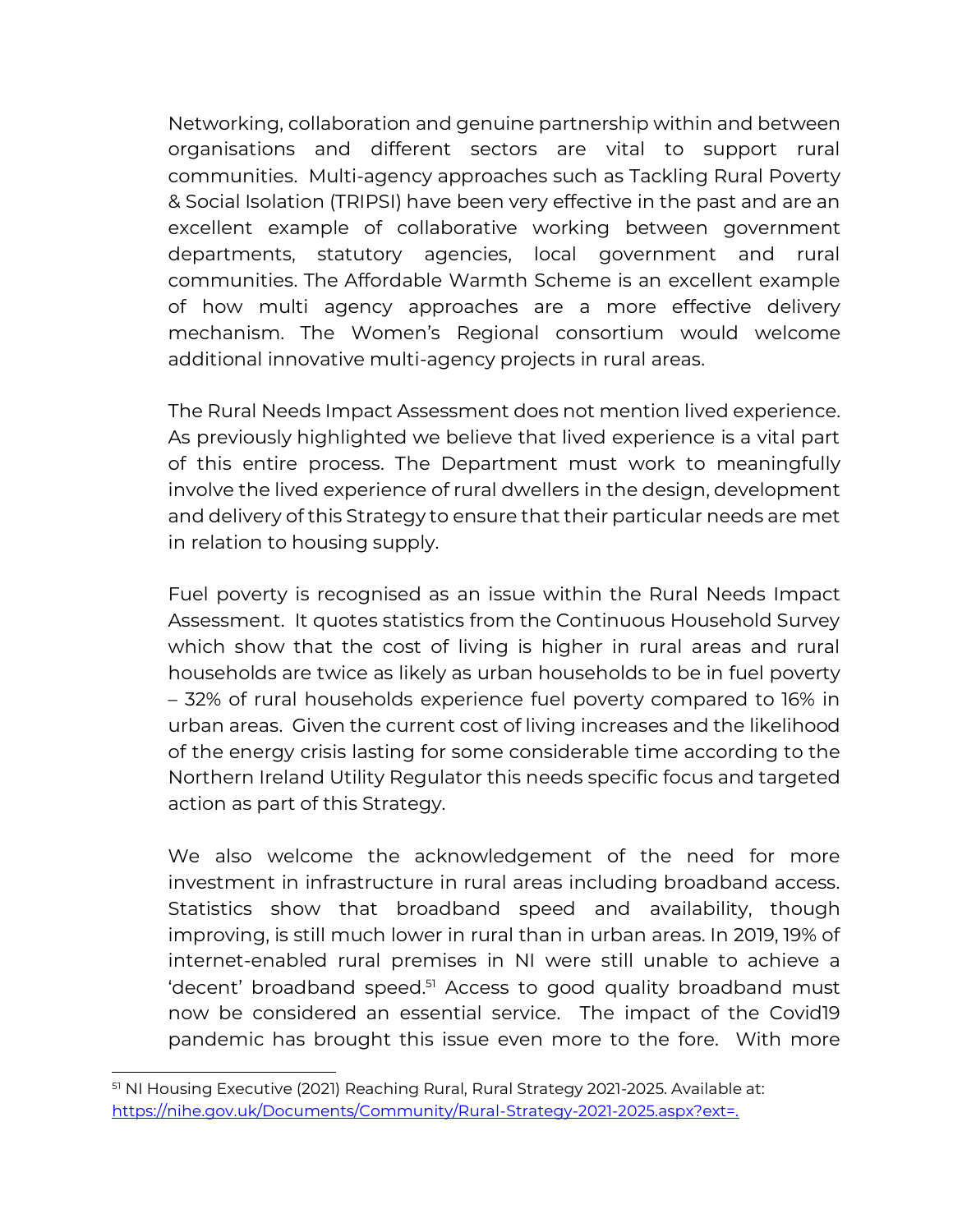Networking, collaboration and genuine partnership within and between organisations and different sectors are vital to support rural communities. Multi-agency approaches such as Tackling Rural Poverty & Social Isolation (TRIPSI) have been very effective in the past and are an excellent example of collaborative working between government departments, statutory agencies, local government and rural communities. The Affordable Warmth Scheme is an excellent example of how multi agency approaches are a more effective delivery mechanism. The Women's Regional consortium would welcome additional innovative multi-agency projects in rural areas.

The Rural Needs Impact Assessment does not mention lived experience. As previously highlighted we believe that lived experience is a vital part of this entire process. The Department must work to meaningfully involve the lived experience of rural dwellers in the design, development and delivery of this Strategy to ensure that their particular needs are met in relation to housing supply.

Fuel poverty is recognised as an issue within the Rural Needs Impact Assessment. It quotes statistics from the Continuous Household Survey which show that the cost of living is higher in rural areas and rural households are twice as likely as urban households to be in fuel poverty – 32% of rural households experience fuel poverty compared to 16% in urban areas. Given the current cost of living increases and the likelihood of the energy crisis lasting for some considerable time according to the Northern Ireland Utility Regulator this needs specific focus and targeted action as part of this Strategy.

We also welcome the acknowledgement of the need for more investment in infrastructure in rural areas including broadband access. Statistics show that broadband speed and availability, though improving, is still much lower in rural than in urban areas. In 2019, 19% of internet-enabled rural premises in NI were still unable to achieve a 'decent' broadband speed.[51] Access to good quality broadband must now be considered an essential service. The impact of the Covid19 pandemic has brought this issue even more to the fore. With more

[51] NI Housing Executive (2021) Reaching Rural, Rural Strategy 2021-2025. Available at: https://nihe.gov.uk/Documents/Community/Rural-Strategy-2021-2025.aspx?ext=.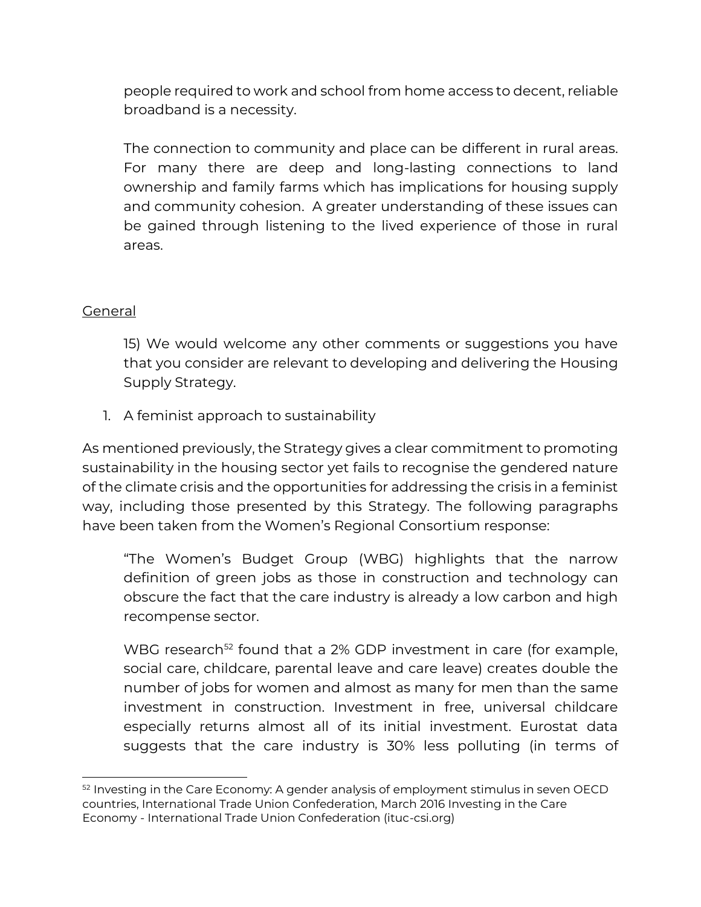people required to work and school from home access to decent, reliable broadband is a necessity.

The connection to community and place can be different in rural areas. For many there are deep and long-lasting connections to land ownership and family farms which has implications for housing supply and community cohesion. A greater understanding of these issues can be gained through listening to the lived experience of those in rural areas.

General

15) We would welcome any other comments or suggestions you have that you consider are relevant to developing and delivering the Housing Supply Strategy.

1. A feminist approach to sustainability

As mentioned previously, the Strategy gives a clear commitment to promoting sustainability in the housing sector yet fails to recognise the gendered nature of the climate crisis and the opportunities for addressing the crisis in a feminist way, including those presented by this Strategy. The following paragraphs have been taken from the Women's Regional Consortium response:

> "The Women's Budget Group (WBG) highlights that the narrow definition of green jobs as those in construction and technology can obscure the fact that the care industry is already a low carbon and high recompense sector.
>
> WBG research[52] found that a 2% GDP investment in care (for example, social care, childcare, parental leave and care leave) creates double the number of jobs for women and almost as many for men than the same investment in construction. Investment in free, universal childcare especially returns almost all of its initial investment. Eurostat data suggests that the care industry is 30% less polluting (in terms of

[52] Investing in the Care Economy: A gender analysis of employment stimulus in seven OECD countries, International Trade Union Confederation, March 2016 Investing in the Care Economy - International Trade Union Confederation (ituc-csi.org)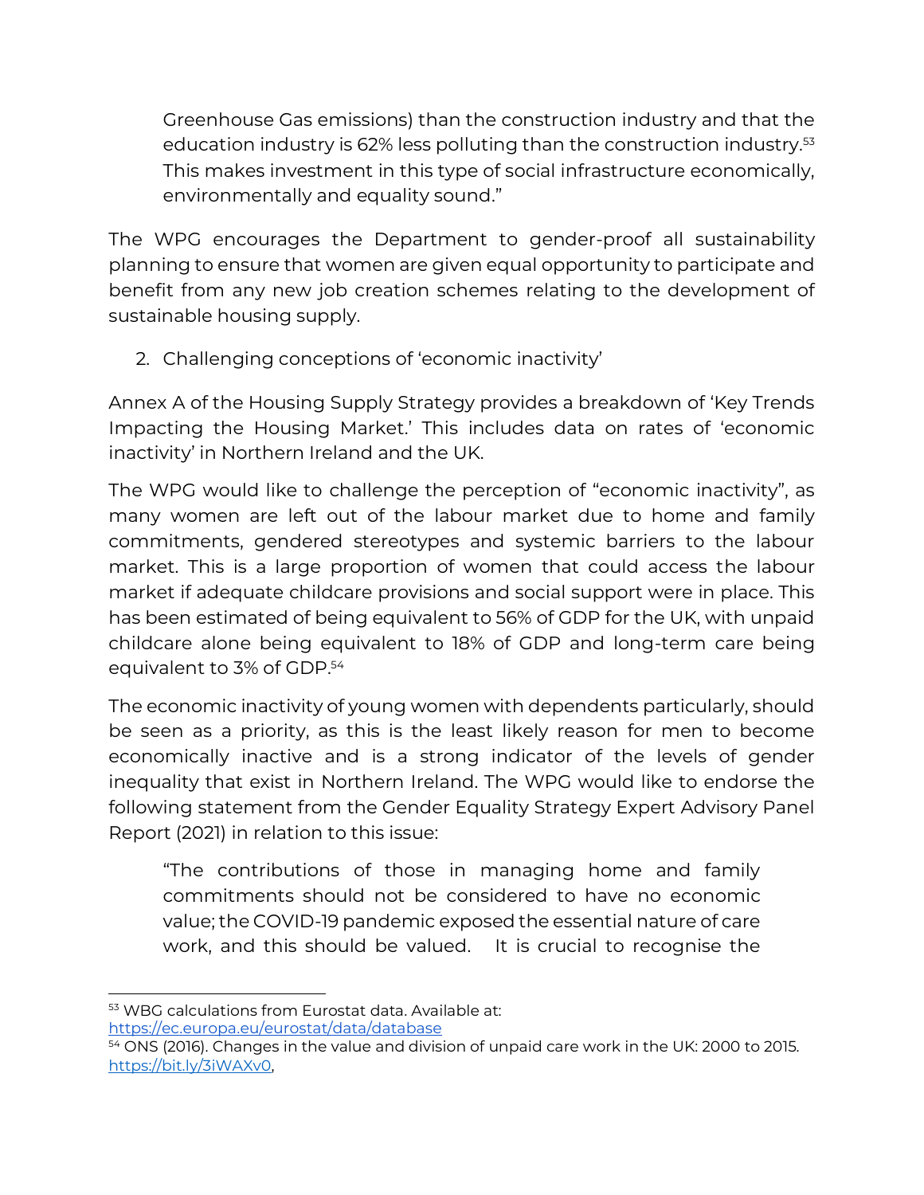> Greenhouse Gas emissions) than the construction industry and that the education industry is 62% less polluting than the construction industry.[53] This makes investment in this type of social infrastructure economically, environmentally and equality sound."

The WPG encourages the Department to gender-proof all sustainability planning to ensure that women are given equal opportunity to participate and benefit from any new job creation schemes relating to the development of sustainable housing supply.

2. Challenging conceptions of 'economic inactivity'

Annex A of the Housing Supply Strategy provides a breakdown of 'Key Trends Impacting the Housing Market.' This includes data on rates of 'economic inactivity' in Northern Ireland and the UK.

The WPG would like to challenge the perception of "economic inactivity", as many women are left out of the labour market due to home and family commitments, gendered stereotypes and systemic barriers to the labour market. This is a large proportion of women that could access the labour market if adequate childcare provisions and social support were in place. This has been estimated of being equivalent to 56% of GDP for the UK, with unpaid childcare alone being equivalent to 18% of GDP and long-term care being equivalent to 3% of GDP.[54]

The economic inactivity of young women with dependents particularly, should be seen as a priority, as this is the least likely reason for men to become economically inactive and is a strong indicator of the levels of gender inequality that exist in Northern Ireland. The WPG would like to endorse the following statement from the Gender Equality Strategy Expert Advisory Panel Report (2021) in relation to this issue:

> "The contributions of those in managing home and family commitments should not be considered to have no economic value; the COVID-19 pandemic exposed the essential nature of care work, and this should be valued. It is crucial to recognise the

---

[53] WBG calculations from Eurostat data. Available at: https://ec.europa.eu/eurostat/data/database

[54] ONS (2016). Changes in the value and division of unpaid care work in the UK: 2000 to 2015. https://bit.ly/3iWAXv0,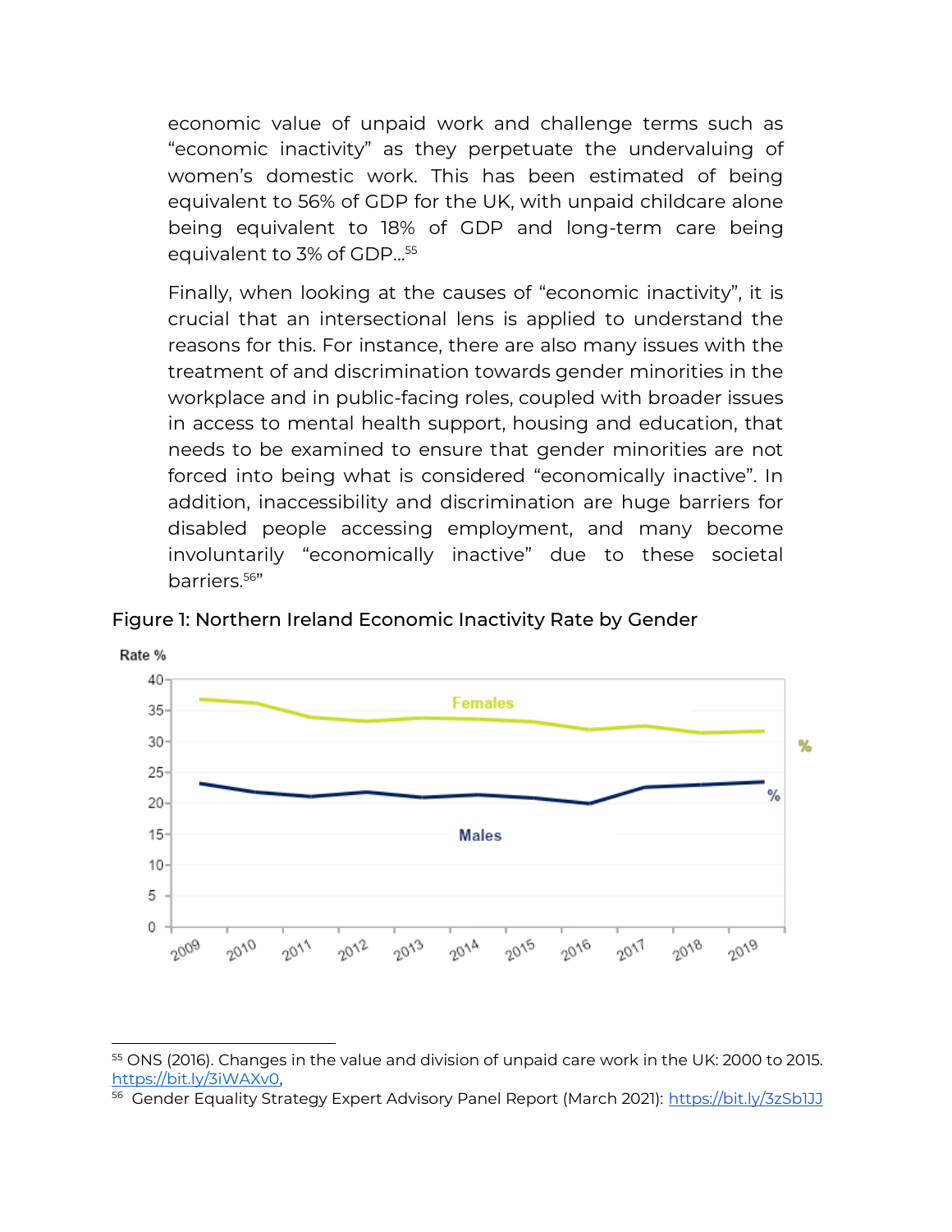economic value of unpaid work and challenge terms such as "economic inactivity" as they perpetuate the undervaluing of women's domestic work. This has been estimated of being equivalent to 56% of GDP for the UK, with unpaid childcare alone being equivalent to 18% of GDP and long-term care being equivalent to 3% of GDP...[55]

Finally, when looking at the causes of "economic inactivity", it is crucial that an intersectional lens is applied to understand the reasons for this. For instance, there are also many issues with the treatment of and discrimination towards gender minorities in the workplace and in public-facing roles, coupled with broader issues in access to mental health support, housing and education, that needs to be examined to ensure that gender minorities are not forced into being what is considered "economically inactive". In addition, inaccessibility and discrimination are huge barriers for disabled people accessing employment, and many become involuntarily "economically inactive" due to these societal barriers.[56]"

Figure 1: Northern Ireland Economic Inactivity Rate by Gender

---

[55] ONS (2016). Changes in the value and division of unpaid care work in the UK: 2000 to 2015. https://bit.ly/3iWAXv0,

[56] Gender Equality Strategy Expert Advisory Panel Report (March 2021): https://bit.ly/3zSb1JJ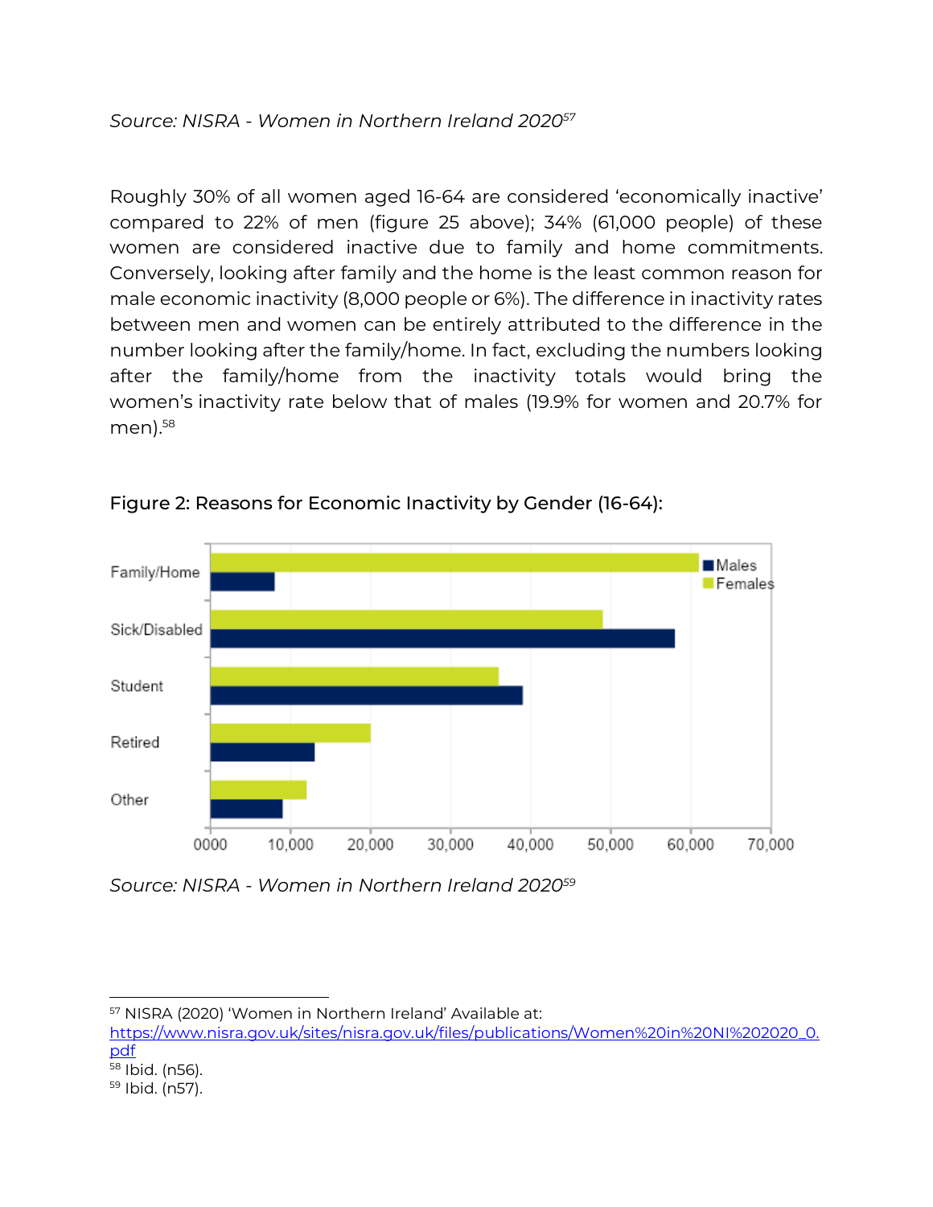*Source: NISRA - Women in Northern Ireland 2020*[57]

Roughly 30% of all women aged 16-64 are considered 'economically inactive' compared to 22% of men (figure 25 above); 34% (61,000 people) of these women are considered inactive due to family and home commitments. Conversely, looking after family and the home is the least common reason for male economic inactivity (8,000 people or 6%). The difference in inactivity rates between men and women can be entirely attributed to the difference in the number looking after the family/home. In fact, excluding the numbers looking after the family/home from the inactivity totals would bring the women's inactivity rate below that of males (19.9% for women and 20.7% for men).[58]

Figure 2: Reasons for Economic Inactivity by Gender (16-64):

*Source: NISRA - Women in Northern Ireland 2020*[59]

---

[57] NISRA (2020) 'Women in Northern Ireland' Available at: https://www.nisra.gov.uk/sites/nisra.gov.uk/files/publications/Women%20in%20NI%202020_0.pdf

[58] Ibid. (n56).

[59] Ibid. (n57).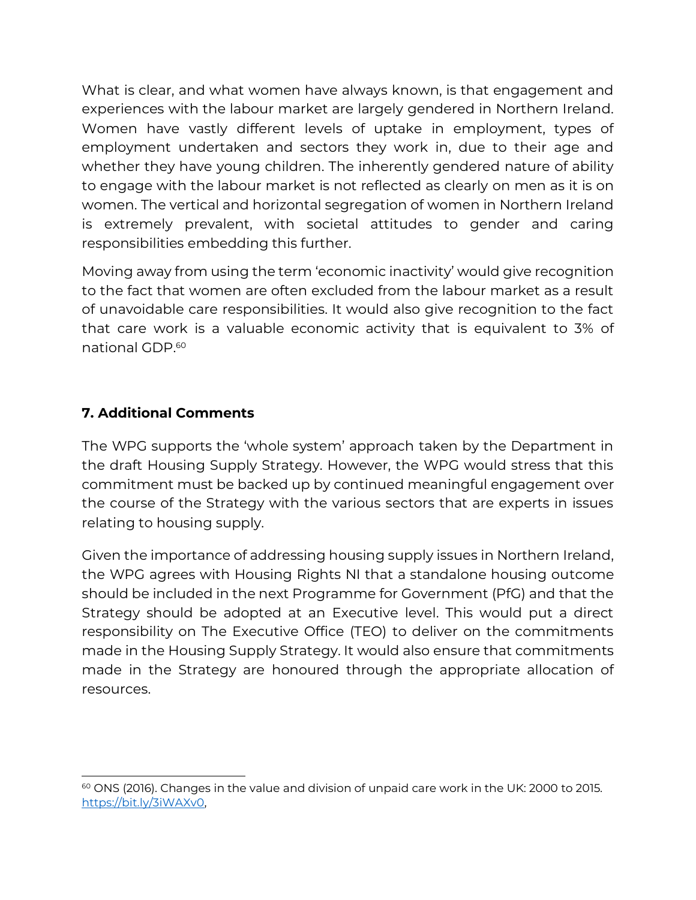What is clear, and what women have always known, is that engagement and experiences with the labour market are largely gendered in Northern Ireland. Women have vastly different levels of uptake in employment, types of employment undertaken and sectors they work in, due to their age and whether they have young children. The inherently gendered nature of ability to engage with the labour market is not reflected as clearly on men as it is on women. The vertical and horizontal segregation of women in Northern Ireland is extremely prevalent, with societal attitudes to gender and caring responsibilities embedding this further.

Moving away from using the term 'economic inactivity' would give recognition to the fact that women are often excluded from the labour market as a result of unavoidable care responsibilities. It would also give recognition to the fact that care work is a valuable economic activity that is equivalent to 3% of national GDP.[60]

### 7. Additional Comments

The WPG supports the 'whole system' approach taken by the Department in the draft Housing Supply Strategy. However, the WPG would stress that this commitment must be backed up by continued meaningful engagement over the course of the Strategy with the various sectors that are experts in issues relating to housing supply.

Given the importance of addressing housing supply issues in Northern Ireland, the WPG agrees with Housing Rights NI that a standalone housing outcome should be included in the next Programme for Government (PfG) and that the Strategy should be adopted at an Executive level. This would put a direct responsibility on The Executive Office (TEO) to deliver on the commitments made in the Housing Supply Strategy. It would also ensure that commitments made in the Strategy are honoured through the appropriate allocation of resources.

---

[60] ONS (2016). Changes in the value and division of unpaid care work in the UK: 2000 to 2015. https://bit.ly/3iWAXv0,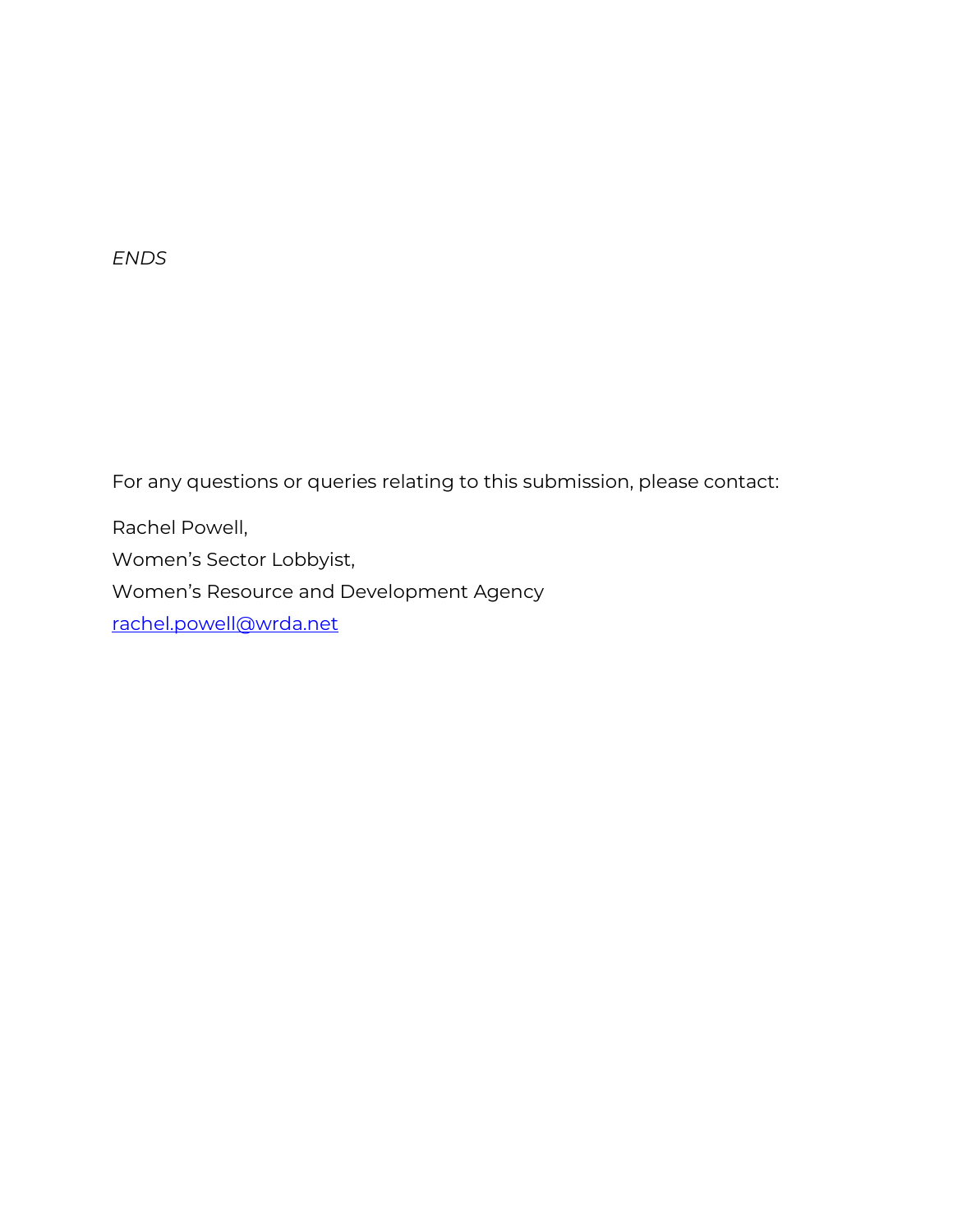*ENDS*

For any questions or queries relating to this submission, please contact:

Rachel Powell,  
Women's Sector Lobbyist,  
Women's Resource and Development Agency  
[rachel.powell@wrda.net](mailto:rachel.powell@wrda.net)